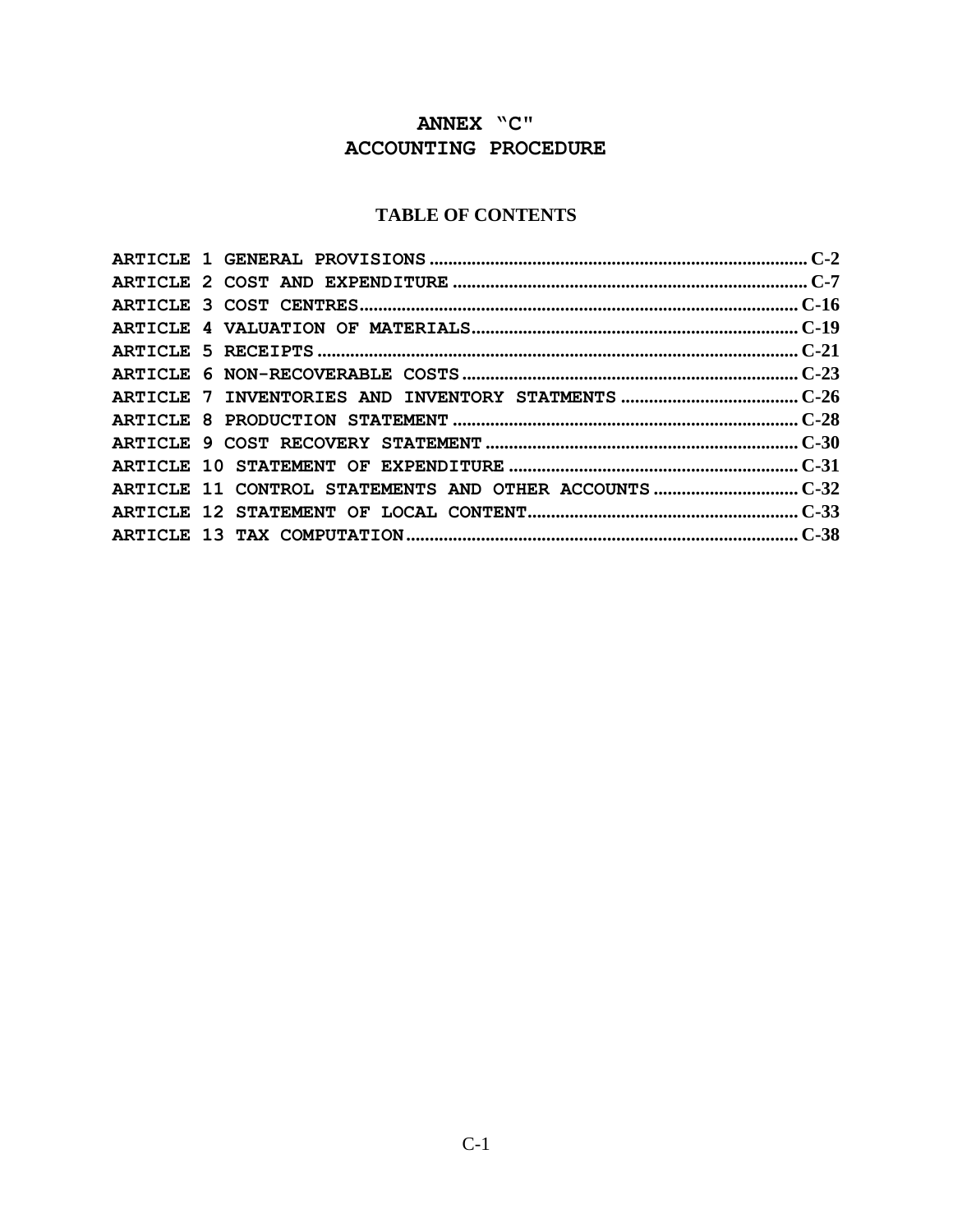# ANNEX "C"
# ACCOUNTING PROCEDURE

## TABLE OF CONTENTS

| | |
|---|---|
| ARTICLE 1 GENERAL PROVISIONS | C-2 |
| ARTICLE 2 COST AND EXPENDITURE | C-7 |
| ARTICLE 3 COST CENTRES | C-16 |
| ARTICLE 4 VALUATION OF MATERIALS | C-19 |
| ARTICLE 5 RECEIPTS | C-21 |
| ARTICLE 6 NON-RECOVERABLE COSTS | C-23 |
| ARTICLE 7 INVENTORIES AND INVENTORY STATMENTS | C-26 |
| ARTICLE 8 PRODUCTION STATEMENT | C-28 |
| ARTICLE 9 COST RECOVERY STATEMENT | C-30 |
| ARTICLE 10 STATEMENT OF EXPENDITURE | C-31 |
| ARTICLE 11 CONTROL STATEMENTS AND OTHER ACCOUNTS | C-32 |
| ARTICLE 12 STATEMENT OF LOCAL CONTENT | C-33 |
| ARTICLE 13 TAX COMPUTATION | C-38 |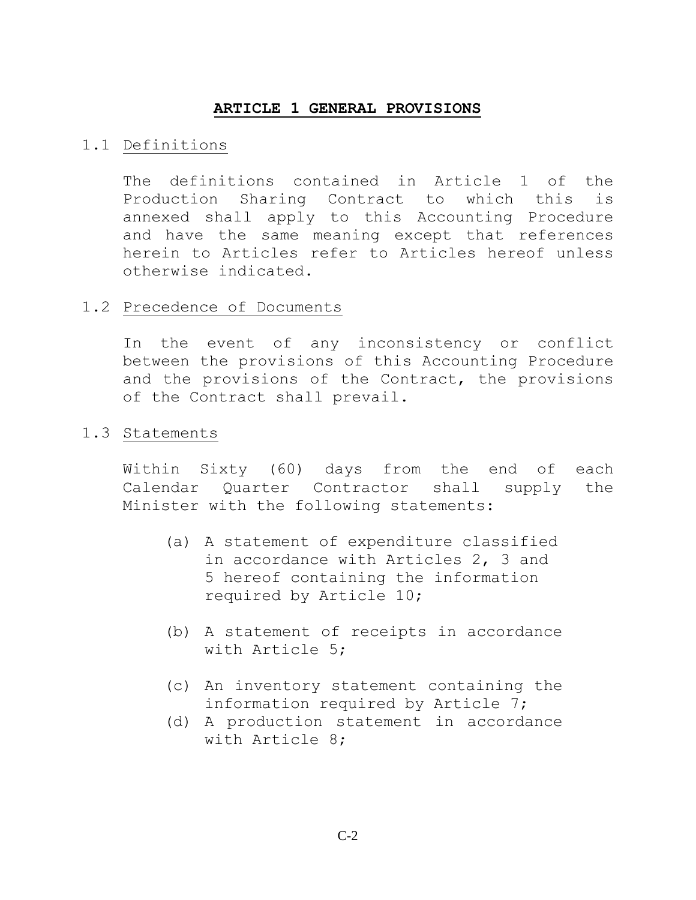## ARTICLE 1 GENERAL PROVISIONS

1.1 Definitions

The definitions contained in Article 1 of the Production Sharing Contract to which this is annexed shall apply to this Accounting Procedure and have the same meaning except that references herein to Articles refer to Articles hereof unless otherwise indicated.

1.2 Precedence of Documents

In the event of any inconsistency or conflict between the provisions of this Accounting Procedure and the provisions of the Contract, the provisions of the Contract shall prevail.

1.3 Statements

Within Sixty (60) days from the end of each Calendar Quarter Contractor shall supply the Minister with the following statements:

(a) A statement of expenditure classified in accordance with Articles 2, 3 and 5 hereof containing the information required by Article 10;

(b) A statement of receipts in accordance with Article 5;

(c) An inventory statement containing the information required by Article 7;

(d) A production statement in accordance with Article 8;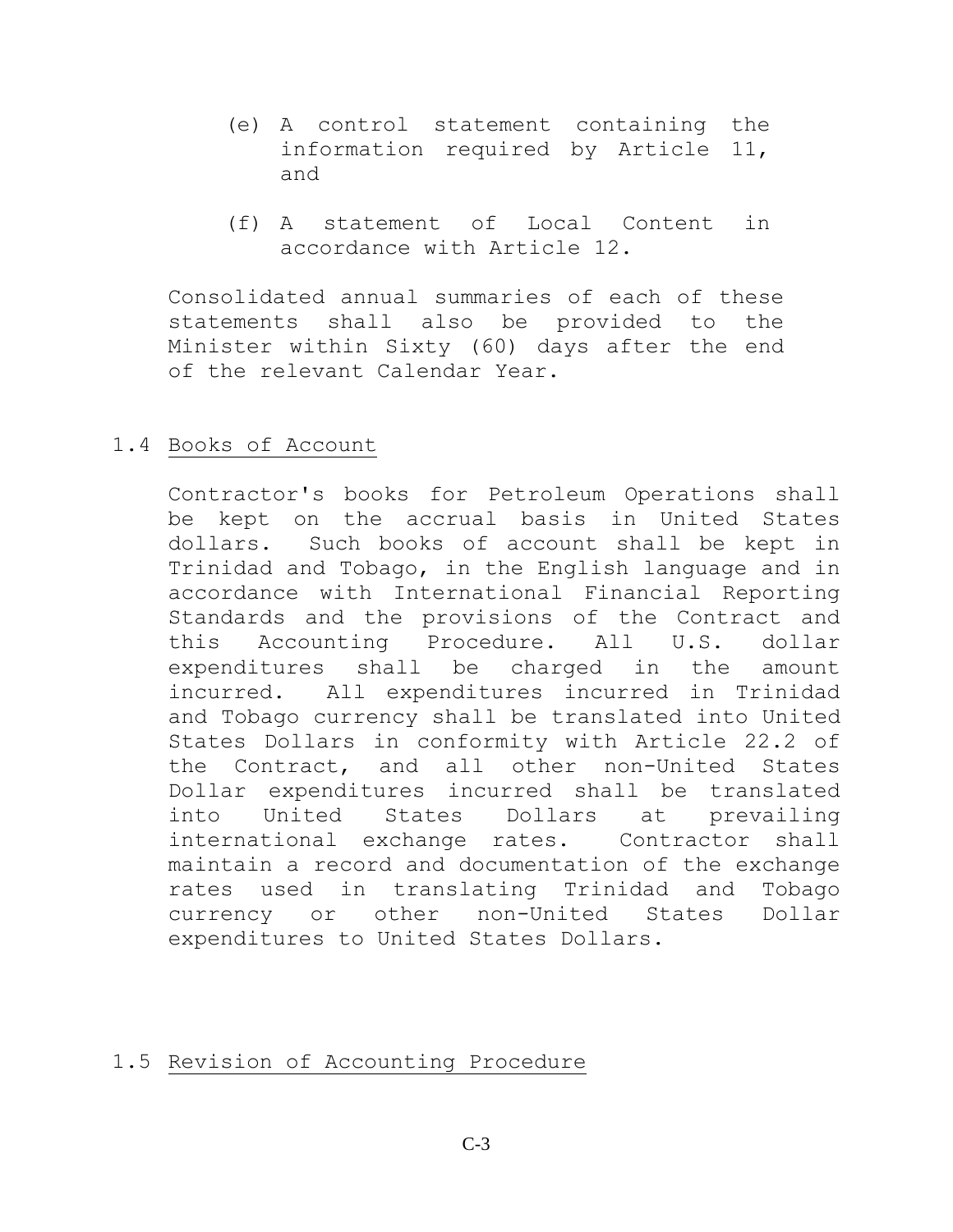(e) A control statement containing the information required by Article 11, and

(f) A statement of Local Content in accordance with Article 12.

Consolidated annual summaries of each of these statements shall also be provided to the Minister within Sixty (60) days after the end of the relevant Calendar Year.

## 1.4 Books of Account

Contractor's books for Petroleum Operations shall be kept on the accrual basis in United States dollars. Such books of account shall be kept in Trinidad and Tobago, in the English language and in accordance with International Financial Reporting Standards and the provisions of the Contract and this Accounting Procedure. All U.S. dollar expenditures shall be charged in the amount incurred. All expenditures incurred in Trinidad and Tobago currency shall be translated into United States Dollars in conformity with Article 22.2 of the Contract, and all other non-United States Dollar expenditures incurred shall be translated into United States Dollars at prevailing international exchange rates. Contractor shall maintain a record and documentation of the exchange rates used in translating Trinidad and Tobago currency or other non-United States Dollar expenditures to United States Dollars.

## 1.5 Revision of Accounting Procedure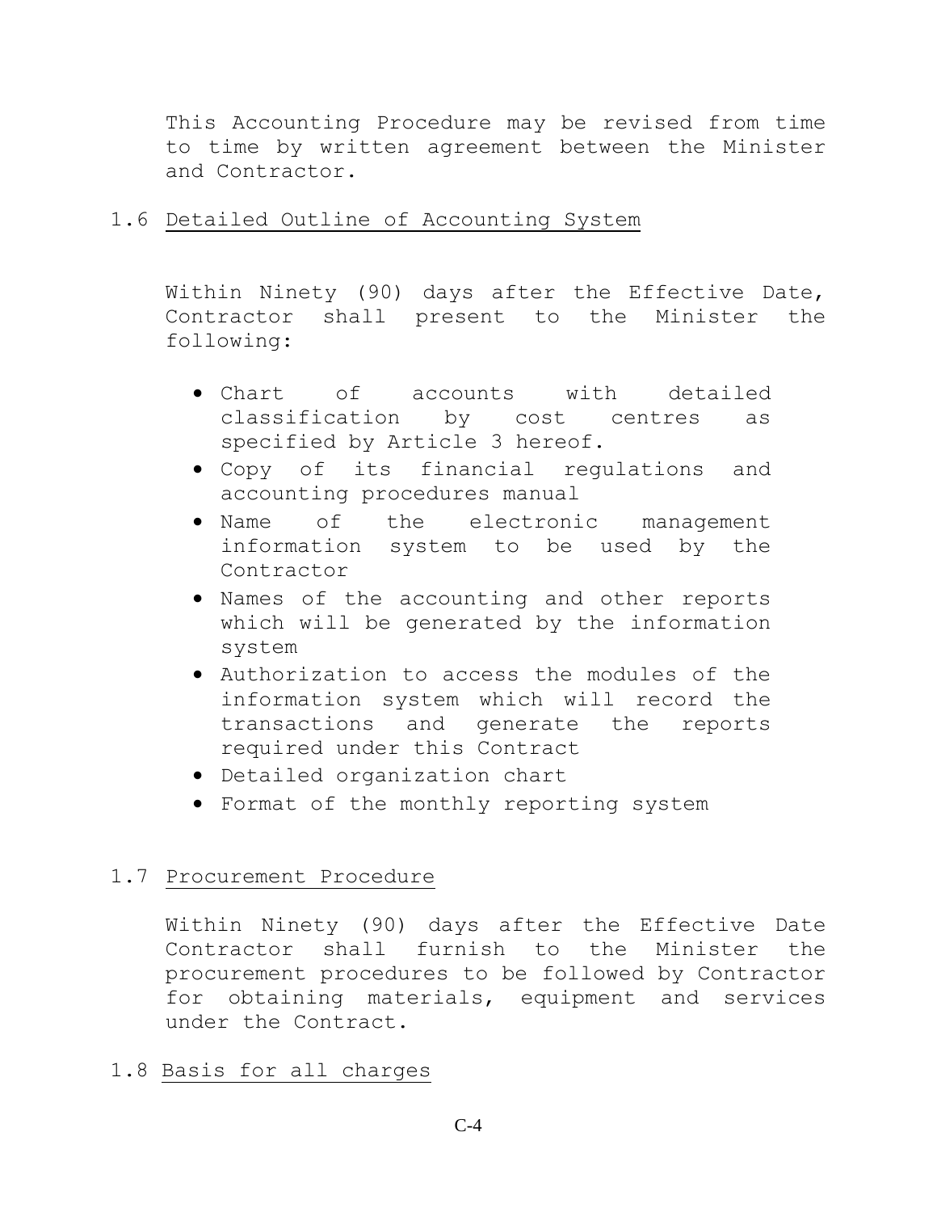This Accounting Procedure may be revised from time to time by written agreement between the Minister and Contractor.

### 1.6 <u>Detailed Outline of Accounting System</u>

Within Ninety (90) days after the Effective Date, Contractor shall present to the Minister the following:

- Chart of accounts with detailed classification by cost centres as specified by Article 3 hereof.
- Copy of its financial regulations and accounting procedures manual
- Name of the electronic management information system to be used by the Contractor
- Names of the accounting and other reports which will be generated by the information system
- Authorization to access the modules of the information system which will record the transactions and generate the reports required under this Contract
- Detailed organization chart
- Format of the monthly reporting system

### 1.7 <u>Procurement Procedure</u>

Within Ninety (90) days after the Effective Date Contractor shall furnish to the Minister the procurement procedures to be followed by Contractor for obtaining materials, equipment and services under the Contract.

### 1.8 <u>Basis for all charges</u>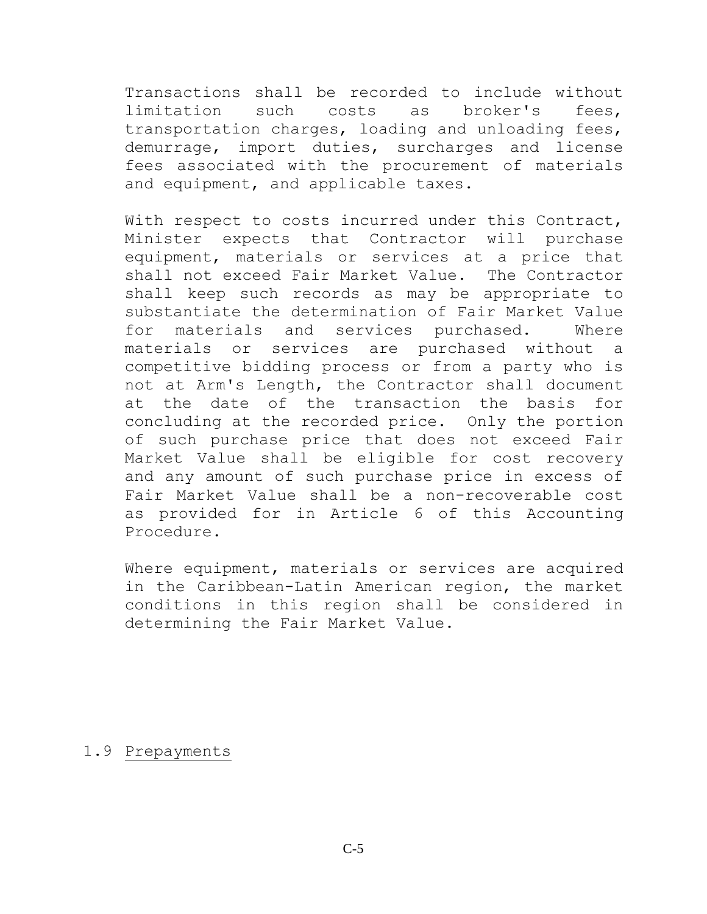Transactions shall be recorded to include without limitation such costs as broker's fees, transportation charges, loading and unloading fees, demurrage, import duties, surcharges and license fees associated with the procurement of materials and equipment, and applicable taxes.

With respect to costs incurred under this Contract, Minister expects that Contractor will purchase equipment, materials or services at a price that shall not exceed Fair Market Value. The Contractor shall keep such records as may be appropriate to substantiate the determination of Fair Market Value for materials and services purchased. Where materials or services are purchased without a competitive bidding process or from a party who is not at Arm's Length, the Contractor shall document at the date of the transaction the basis for concluding at the recorded price. Only the portion of such purchase price that does not exceed Fair Market Value shall be eligible for cost recovery and any amount of such purchase price in excess of Fair Market Value shall be a non-recoverable cost as provided for in Article 6 of this Accounting Procedure.

Where equipment, materials or services are acquired in the Caribbean-Latin American region, the market conditions in this region shall be considered in determining the Fair Market Value.

1.9 Prepayments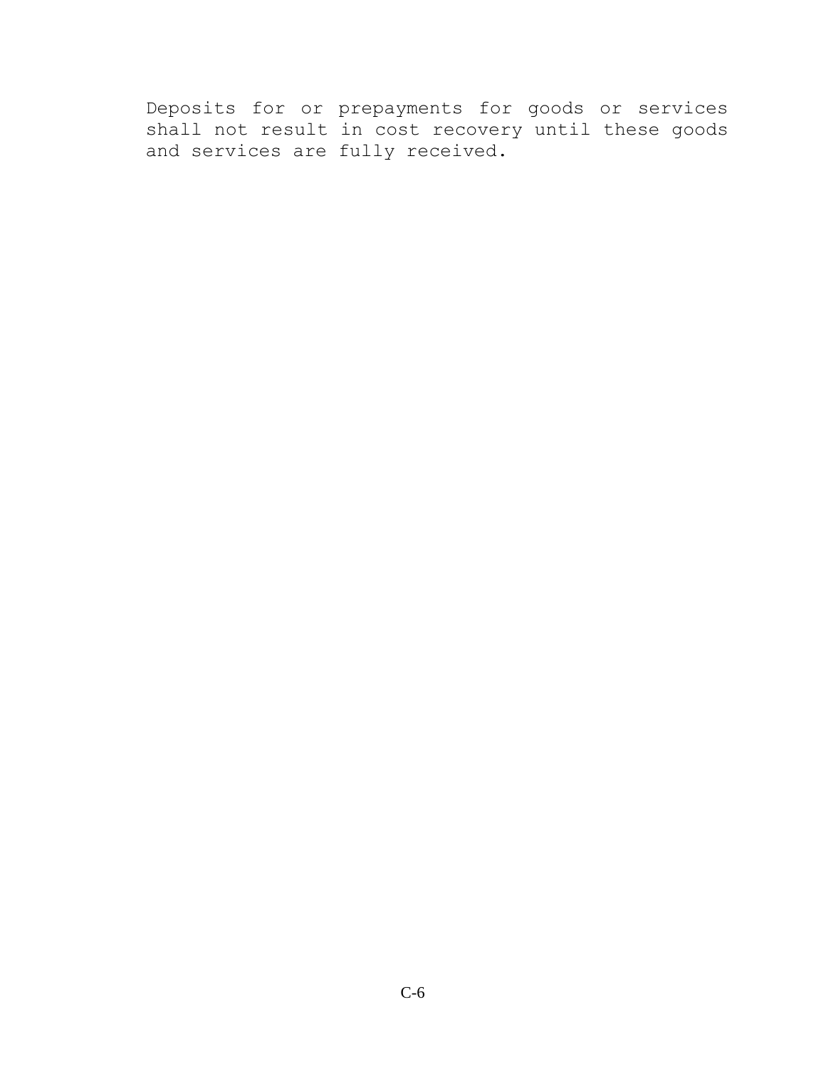Deposits for or prepayments for goods or services shall not result in cost recovery until these goods and services are fully received.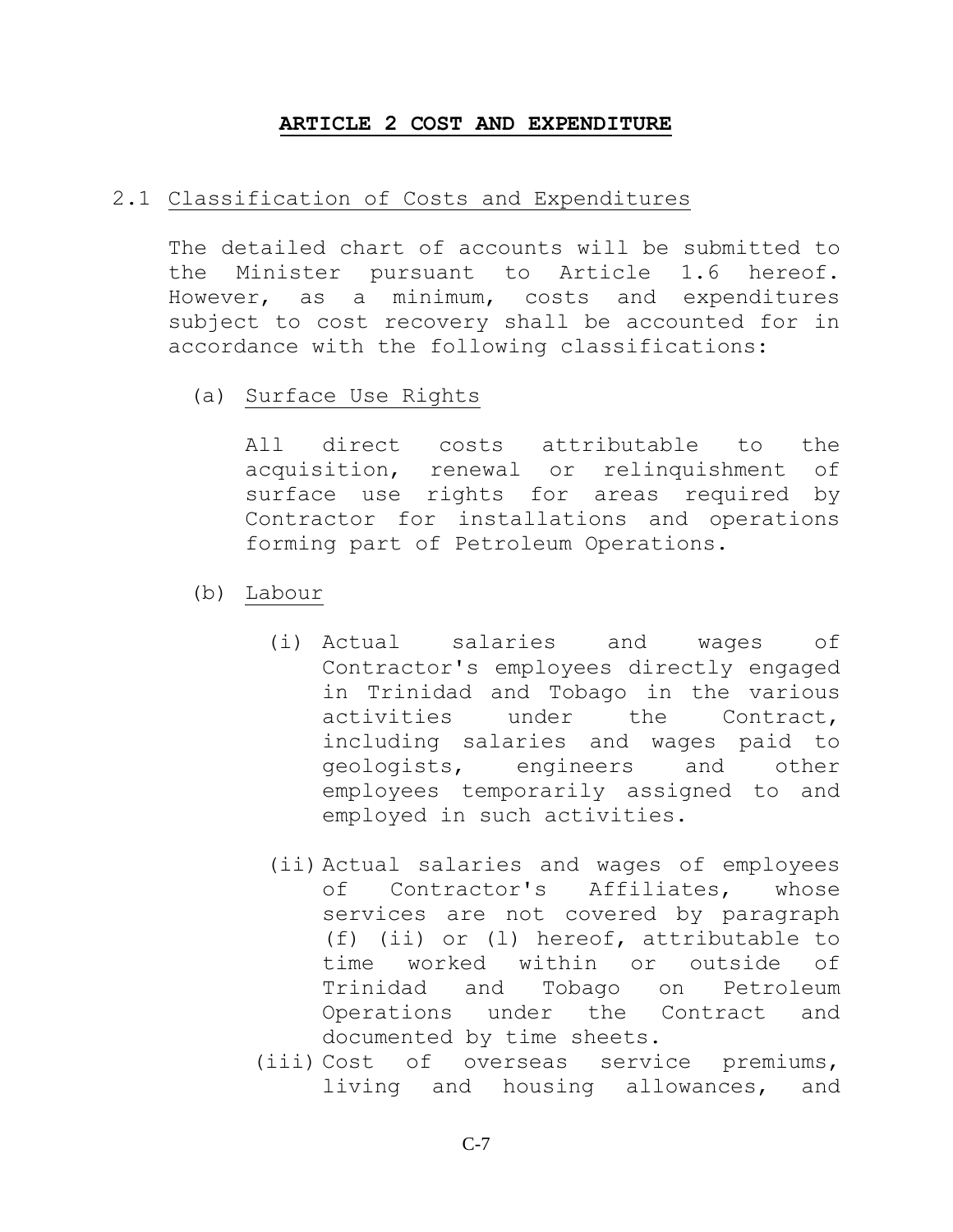## ARTICLE 2 COST AND EXPENDITURE

2.1 Classification of Costs and Expenditures

The detailed chart of accounts will be submitted to the Minister pursuant to Article 1.6 hereof. However, as a minimum, costs and expenditures subject to cost recovery shall be accounted for in accordance with the following classifications:

(a) Surface Use Rights

All direct costs attributable to the acquisition, renewal or relinquishment of surface use rights for areas required by Contractor for installations and operations forming part of Petroleum Operations.

(b) Labour

(i) Actual salaries and wages of Contractor's employees directly engaged in Trinidad and Tobago in the various activities under the Contract, including salaries and wages paid to geologists, engineers and other employees temporarily assigned to and employed in such activities.

(ii) Actual salaries and wages of employees of Contractor's Affiliates, whose services are not covered by paragraph (f) (ii) or (l) hereof, attributable to time worked within or outside of Trinidad and Tobago on Petroleum Operations under the Contract and documented by time sheets.

(iii) Cost of overseas service premiums, living and housing allowances, and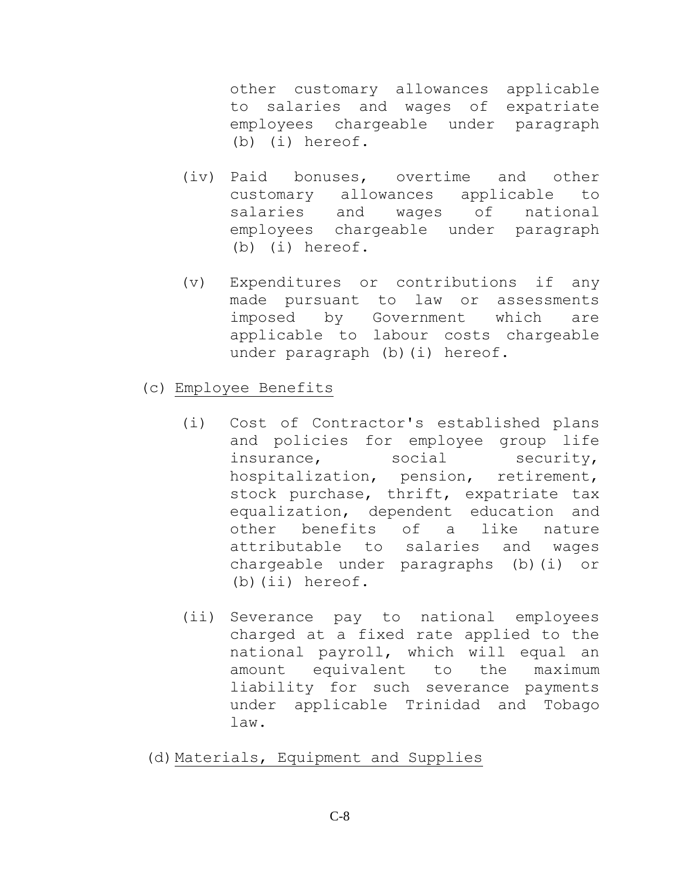other customary allowances applicable to salaries and wages of expatriate employees chargeable under paragraph (b) (i) hereof.

(iv) Paid bonuses, overtime and other customary allowances applicable to salaries and wages of national employees chargeable under paragraph (b) (i) hereof.

(v) Expenditures or contributions if any made pursuant to law or assessments imposed by Government which are applicable to labour costs chargeable under paragraph (b)(i) hereof.

(c) Employee Benefits

(i) Cost of Contractor's established plans and policies for employee group life insurance, social security, hospitalization, pension, retirement, stock purchase, thrift, expatriate tax equalization, dependent education and other benefits of a like nature attributable to salaries and wages chargeable under paragraphs (b)(i) or (b)(ii) hereof.

(ii) Severance pay to national employees charged at a fixed rate applied to the national payroll, which will equal an amount equivalent to the maximum liability for such severance payments under applicable Trinidad and Tobago law.

(d) Materials, Equipment and Supplies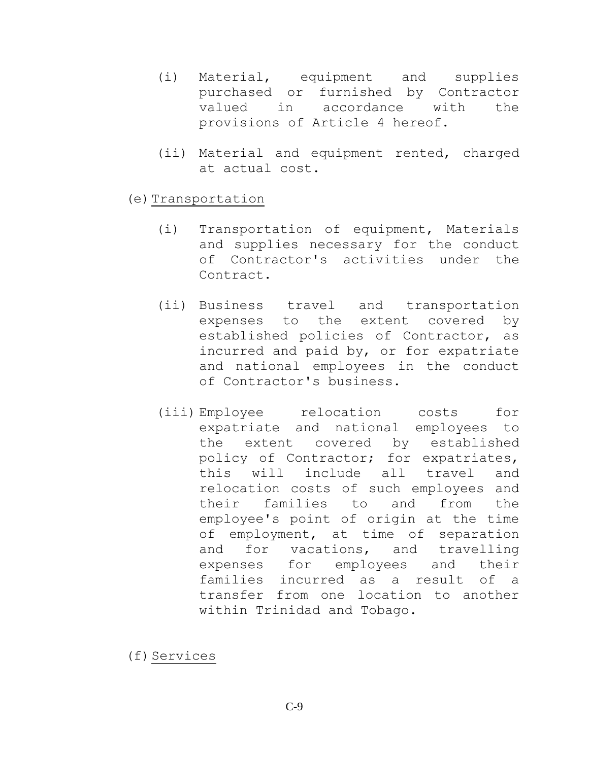(i) Material, equipment and supplies purchased or furnished by Contractor valued in accordance with the provisions of Article 4 hereof.

(ii) Material and equipment rented, charged at actual cost.

(e) Transportation

(i) Transportation of equipment, Materials and supplies necessary for the conduct of Contractor's activities under the Contract.

(ii) Business travel and transportation expenses to the extent covered by established policies of Contractor, as incurred and paid by, or for expatriate and national employees in the conduct of Contractor's business.

(iii) Employee relocation costs for expatriate and national employees to the extent covered by established policy of Contractor; for expatriates, this will include all travel and relocation costs of such employees and their families to and from the employee's point of origin at the time of employment, at time of separation and for vacations, and travelling expenses for employees and their families incurred as a result of a transfer from one location to another within Trinidad and Tobago.

(f) Services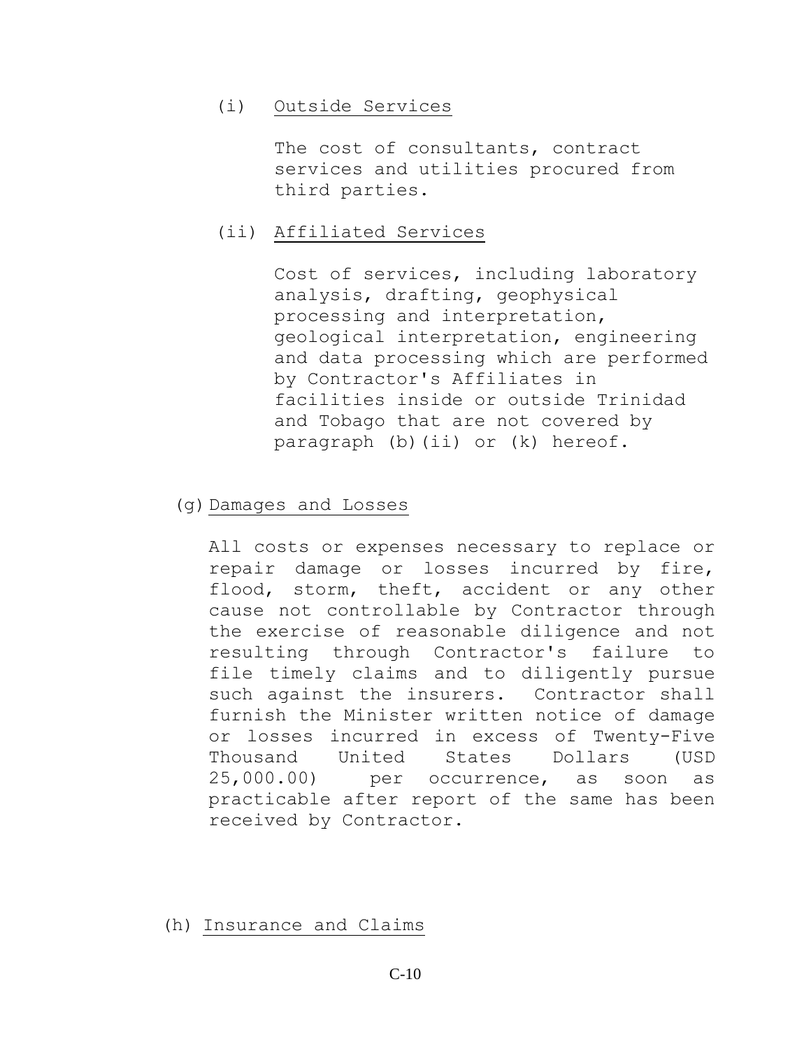(i) Outside Services

The cost of consultants, contract services and utilities procured from third parties.

(ii) Affiliated Services

Cost of services, including laboratory analysis, drafting, geophysical processing and interpretation, geological interpretation, engineering and data processing which are performed by Contractor's Affiliates in facilities inside or outside Trinidad and Tobago that are not covered by paragraph (b)(ii) or (k) hereof.

(g) Damages and Losses

All costs or expenses necessary to replace or repair damage or losses incurred by fire, flood, storm, theft, accident or any other cause not controllable by Contractor through the exercise of reasonable diligence and not resulting through Contractor's failure to file timely claims and to diligently pursue such against the insurers. Contractor shall furnish the Minister written notice of damage or losses incurred in excess of Twenty-Five Thousand United States Dollars (USD 25,000.00) per occurrence, as soon as practicable after report of the same has been received by Contractor.

(h) Insurance and Claims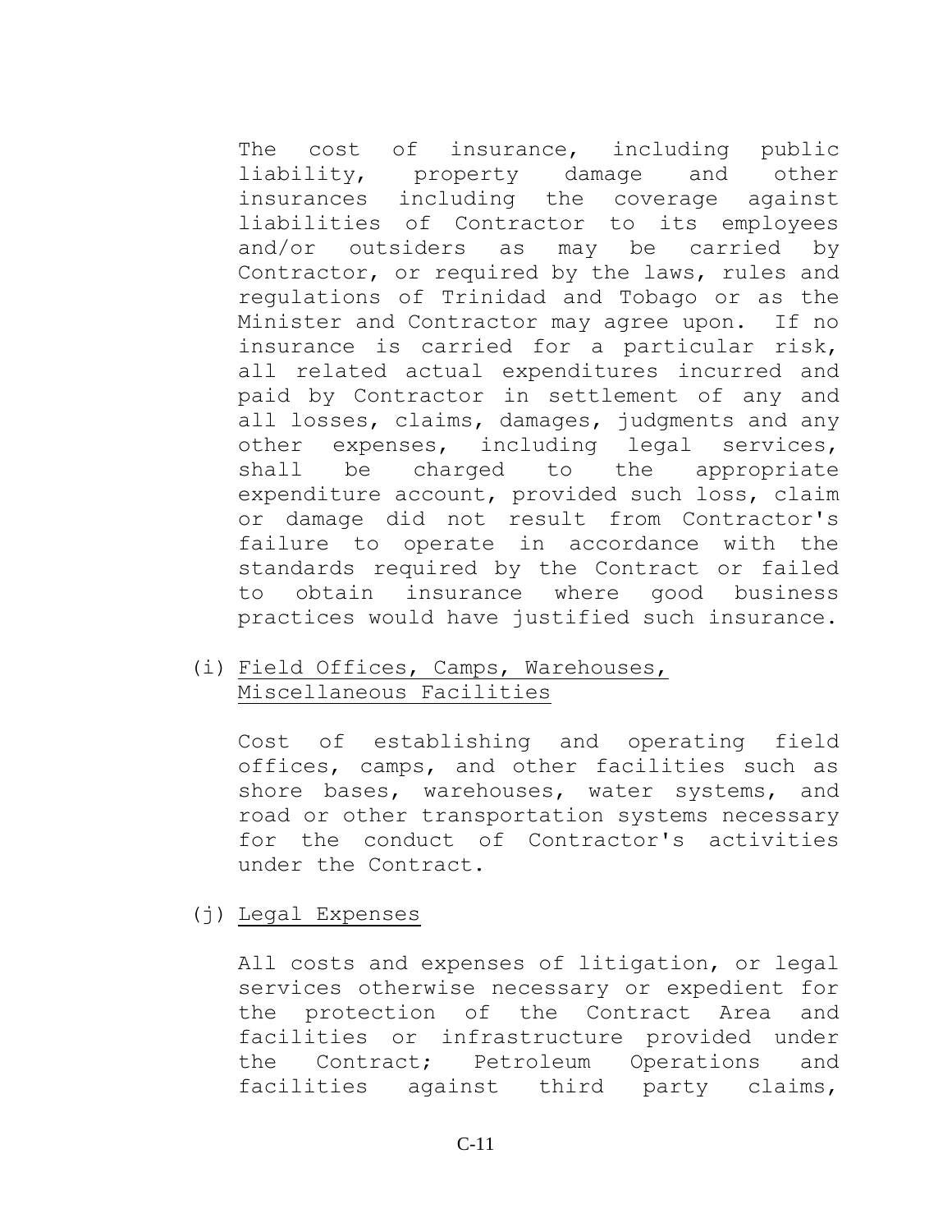The cost of insurance, including public liability, property damage and other insurances including the coverage against liabilities of Contractor to its employees and/or outsiders as may be carried by Contractor, or required by the laws, rules and regulations of Trinidad and Tobago or as the Minister and Contractor may agree upon. If no insurance is carried for a particular risk, all related actual expenditures incurred and paid by Contractor in settlement of any and all losses, claims, damages, judgments and any other expenses, including legal services, shall be charged to the appropriate expenditure account, provided such loss, claim or damage did not result from Contractor's failure to operate in accordance with the standards required by the Contract or failed to obtain insurance where good business practices would have justified such insurance.

(i) Field Offices, Camps, Warehouses, Miscellaneous Facilities

Cost of establishing and operating field offices, camps, and other facilities such as shore bases, warehouses, water systems, and road or other transportation systems necessary for the conduct of Contractor's activities under the Contract.

(j) Legal Expenses

All costs and expenses of litigation, or legal services otherwise necessary or expedient for the protection of the Contract Area and facilities or infrastructure provided under the Contract; Petroleum Operations and facilities against third party claims,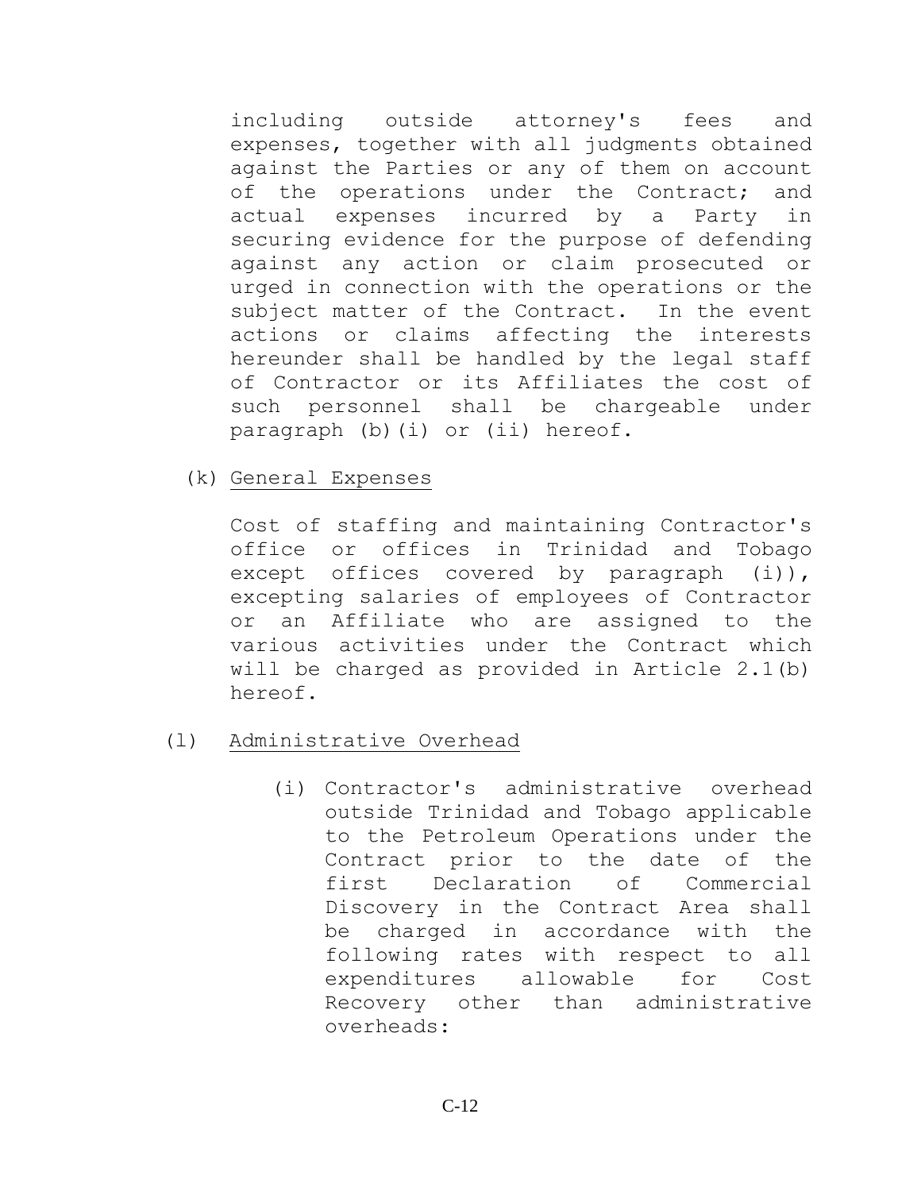including outside attorney's fees and expenses, together with all judgments obtained against the Parties or any of them on account of the operations under the Contract; and actual expenses incurred by a Party in securing evidence for the purpose of defending against any action or claim prosecuted or urged in connection with the operations or the subject matter of the Contract. In the event actions or claims affecting the interests hereunder shall be handled by the legal staff of Contractor or its Affiliates the cost of such personnel shall be chargeable under paragraph (b)(i) or (ii) hereof.

(k) General Expenses

Cost of staffing and maintaining Contractor's office or offices in Trinidad and Tobago except offices covered by paragraph (i)), excepting salaries of employees of Contractor or an Affiliate who are assigned to the various activities under the Contract which will be charged as provided in Article 2.1(b) hereof.

(l) Administrative Overhead

(i) Contractor's administrative overhead outside Trinidad and Tobago applicable to the Petroleum Operations under the Contract prior to the date of the first Declaration of Commercial Discovery in the Contract Area shall be charged in accordance with the following rates with respect to all expenditures allowable for Cost Recovery other than administrative overheads: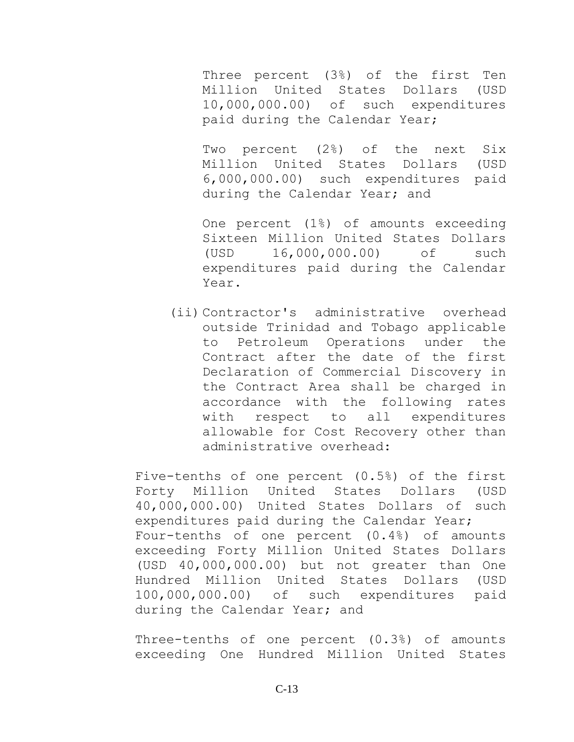Three percent (3%) of the first Ten Million United States Dollars (USD 10,000,000.00) of such expenditures paid during the Calendar Year;

Two percent (2%) of the next Six Million United States Dollars (USD 6,000,000.00) such expenditures paid during the Calendar Year; and

One percent (1%) of amounts exceeding Sixteen Million United States Dollars (USD 16,000,000.00) of such expenditures paid during the Calendar Year.

(ii) Contractor's administrative overhead outside Trinidad and Tobago applicable to Petroleum Operations under the Contract after the date of the first Declaration of Commercial Discovery in the Contract Area shall be charged in accordance with the following rates with respect to all expenditures allowable for Cost Recovery other than administrative overhead:

Five-tenths of one percent (0.5%) of the first Forty Million United States Dollars (USD 40,000,000.00) United States Dollars of such expenditures paid during the Calendar Year;
Four-tenths of one percent (0.4%) of amounts exceeding Forty Million United States Dollars (USD 40,000,000.00) but not greater than One Hundred Million United States Dollars (USD 100,000,000.00) of such expenditures paid during the Calendar Year; and

Three-tenths of one percent (0.3%) of amounts exceeding One Hundred Million United States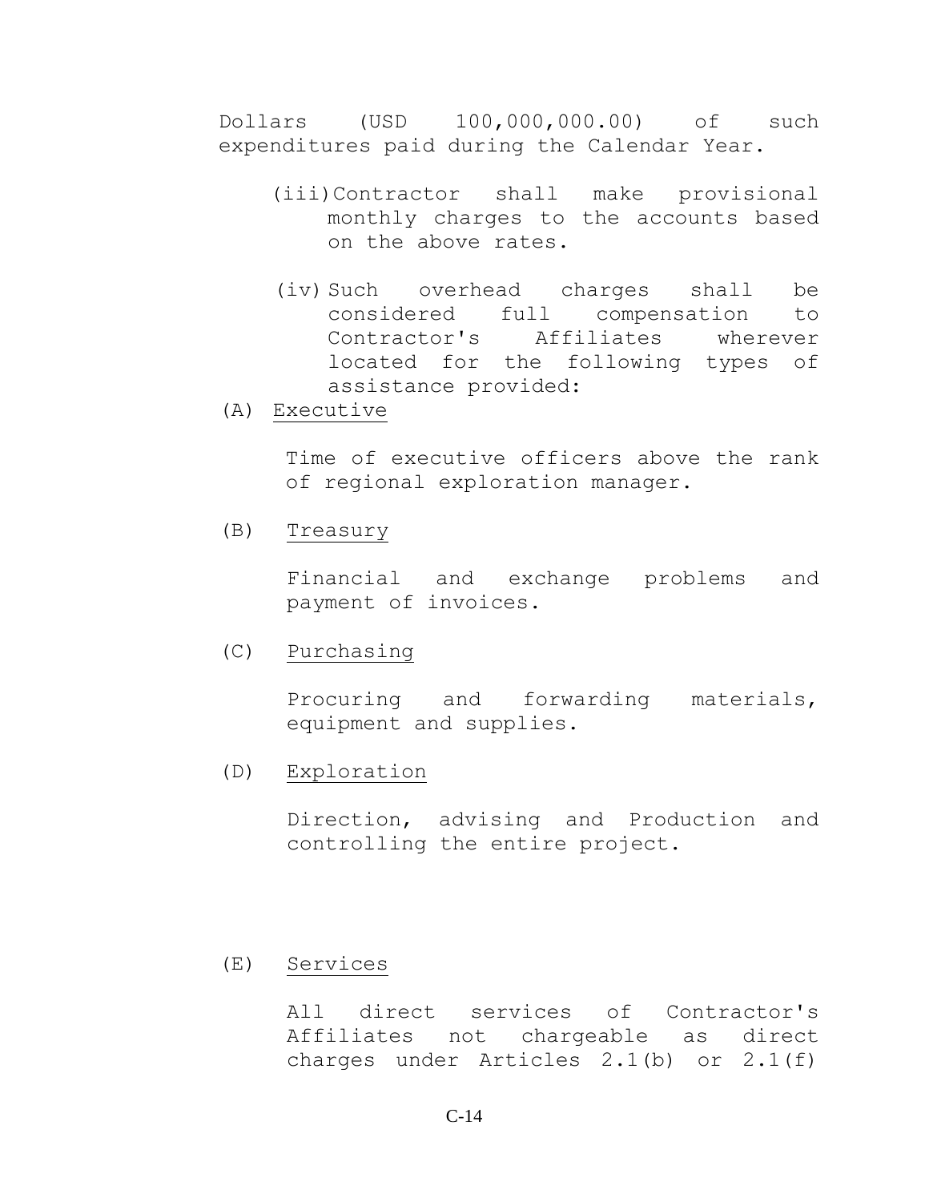Dollars (USD 100,000,000.00) of such expenditures paid during the Calendar Year.

(iii) Contractor shall make provisional monthly charges to the accounts based on the above rates.

(iv) Such overhead charges shall be considered full compensation to Contractor's Affiliates wherever located for the following types of assistance provided:

(A) Executive

Time of executive officers above the rank of regional exploration manager.

(B) Treasury

Financial and exchange problems and payment of invoices.

(C) Purchasing

Procuring and forwarding materials, equipment and supplies.

(D) Exploration

Direction, advising and Production and controlling the entire project.

(E) Services

All direct services of Contractor's Affiliates not chargeable as direct charges under Articles 2.1(b) or 2.1(f)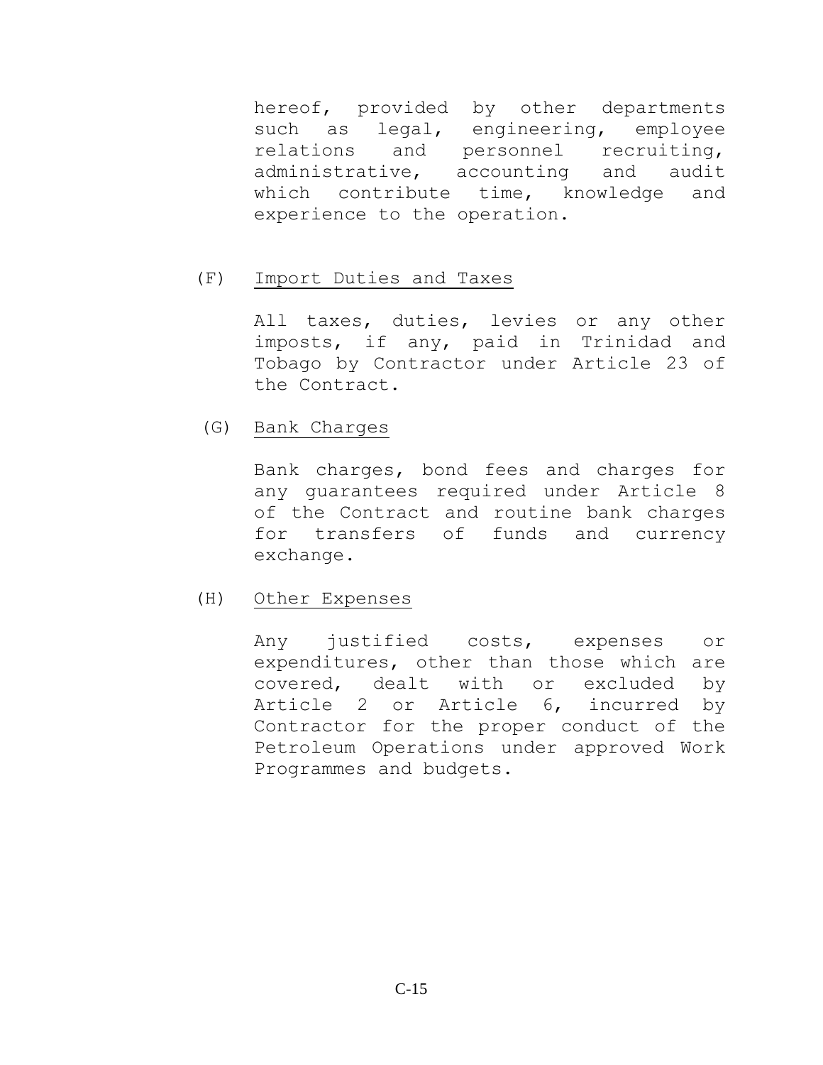hereof, provided by other departments such as legal, engineering, employee relations and personnel recruiting, administrative, accounting and audit which contribute time, knowledge and experience to the operation.

(F) Import Duties and Taxes

All taxes, duties, levies or any other imposts, if any, paid in Trinidad and Tobago by Contractor under Article 23 of the Contract.

(G) Bank Charges

Bank charges, bond fees and charges for any guarantees required under Article 8 of the Contract and routine bank charges for transfers of funds and currency exchange.

(H) Other Expenses

Any justified costs, expenses or expenditures, other than those which are covered, dealt with or excluded by Article 2 or Article 6, incurred by Contractor for the proper conduct of the Petroleum Operations under approved Work Programmes and budgets.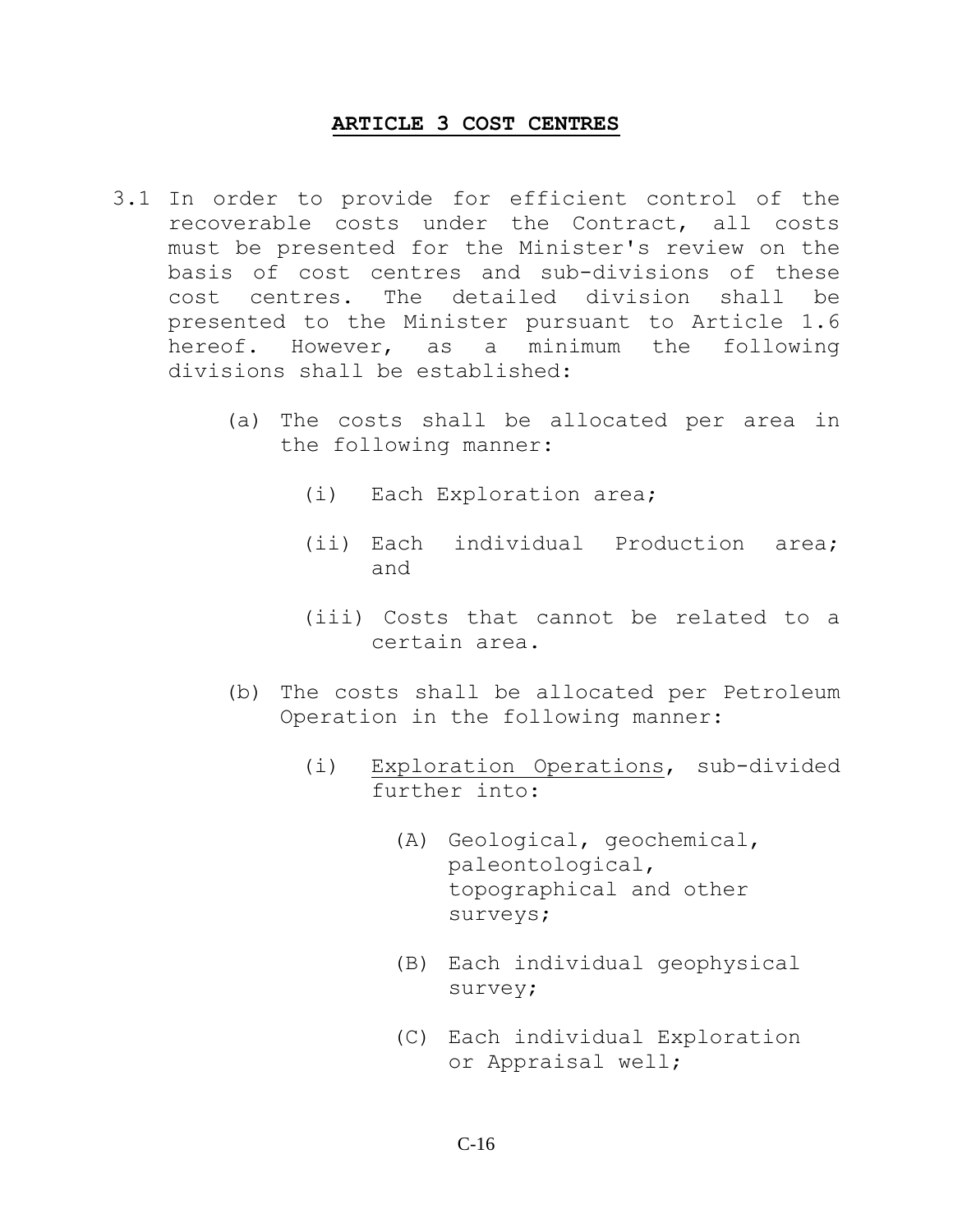## ARTICLE 3 COST CENTRES

3.1 In order to provide for efficient control of the recoverable costs under the Contract, all costs must be presented for the Minister's review on the basis of cost centres and sub-divisions of these cost centres. The detailed division shall be presented to the Minister pursuant to Article 1.6 hereof. However, as a minimum the following divisions shall be established:

- (a) The costs shall be allocated per area in the following manner:
  - (i) Each Exploration area;
  - (ii) Each individual Production area; and
  - (iii) Costs that cannot be related to a certain area.
- (b) The costs shall be allocated per Petroleum Operation in the following manner:
  - (i) <u>Exploration Operations</u>, sub-divided further into:
    - (A) Geological, geochemical, paleontological, topographical and other surveys;
    - (B) Each individual geophysical survey;
    - (C) Each individual Exploration or Appraisal well;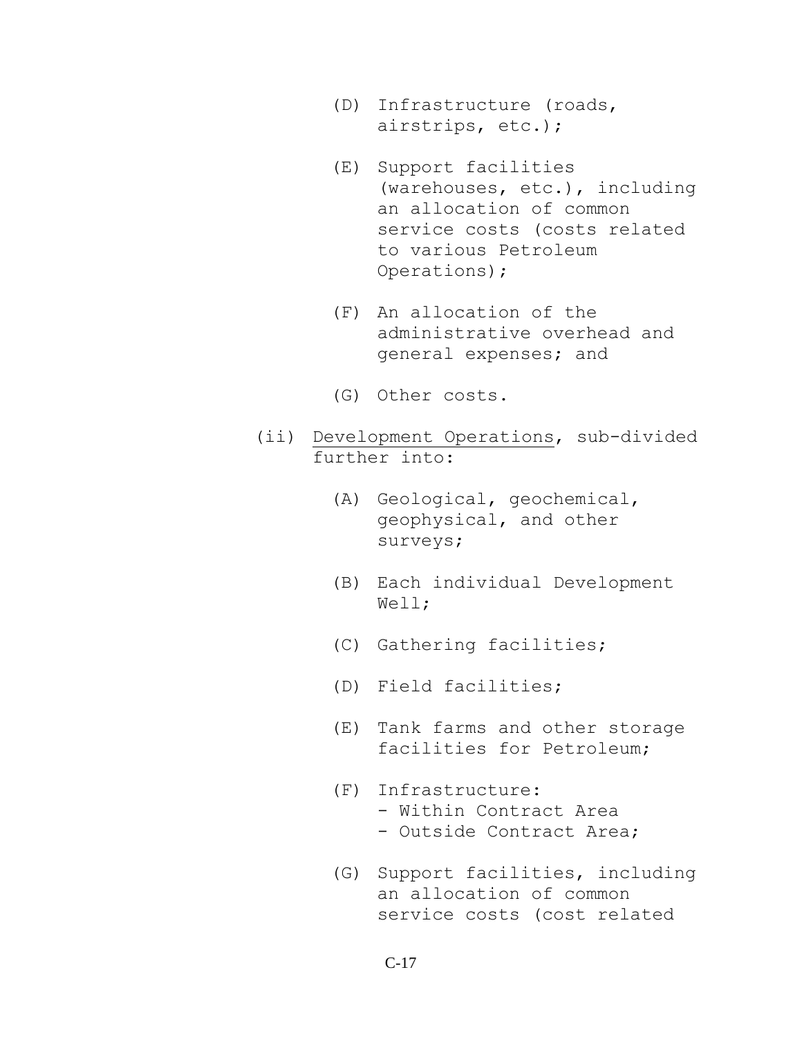(D) Infrastructure (roads, airstrips, etc.);

(E) Support facilities (warehouses, etc.), including an allocation of common service costs (costs related to various Petroleum Operations);

(F) An allocation of the administrative overhead and general expenses; and

(G) Other costs.

(ii) Development Operations, sub-divided further into:

(A) Geological, geochemical, geophysical, and other surveys;

(B) Each individual Development Well;

(C) Gathering facilities;

(D) Field facilities;

(E) Tank farms and other storage facilities for Petroleum;

(F) Infrastructure:
- Within Contract Area
- Outside Contract Area;

(G) Support facilities, including an allocation of common service costs (cost related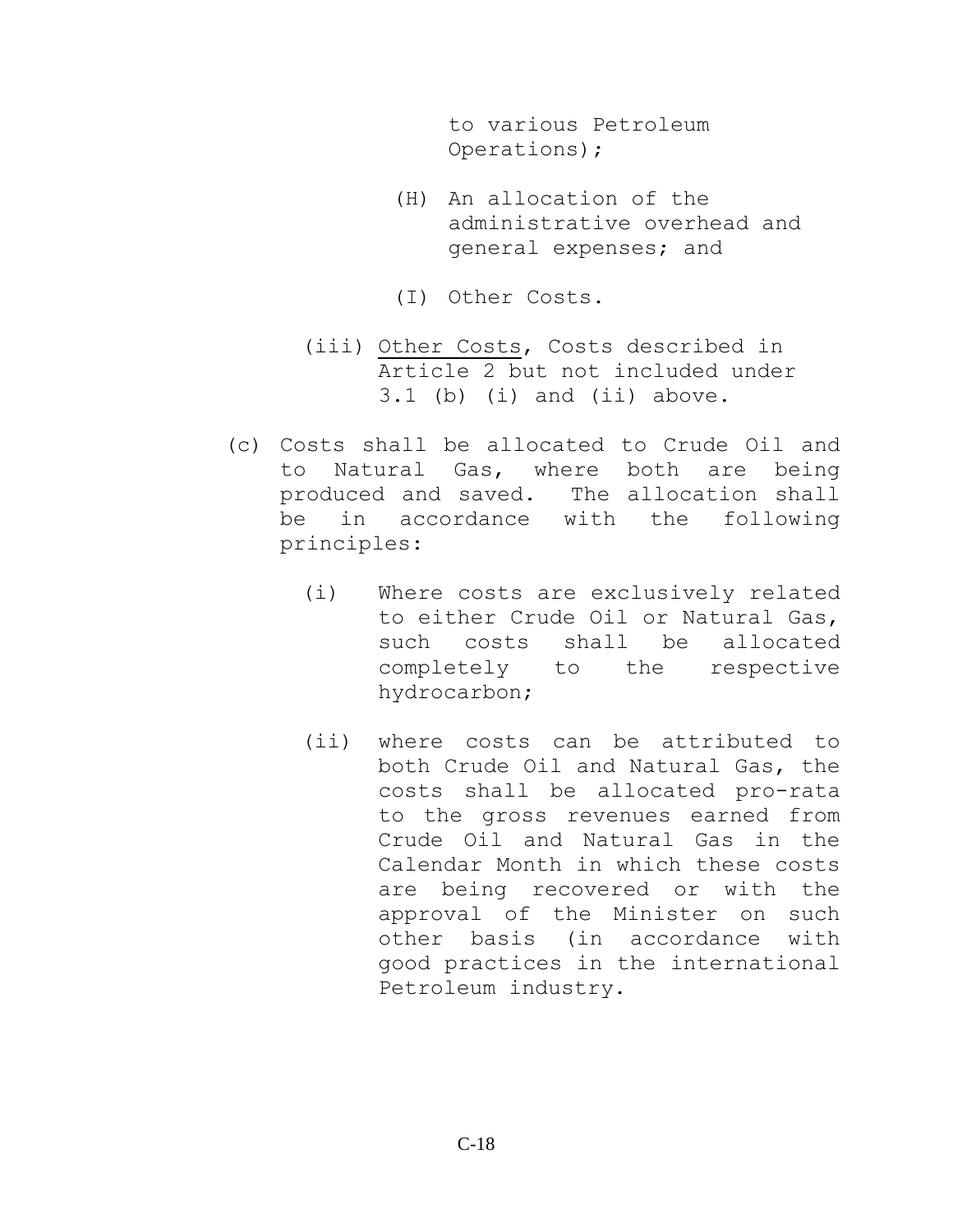to various Petroleum Operations);

(H) An allocation of the administrative overhead and general expenses; and

(I) Other Costs.

(iii) Other Costs, Costs described in Article 2 but not included under 3.1 (b) (i) and (ii) above.

(c) Costs shall be allocated to Crude Oil and to Natural Gas, where both are being produced and saved. The allocation shall be in accordance with the following principles:

(i) Where costs are exclusively related to either Crude Oil or Natural Gas, such costs shall be allocated completely to the respective hydrocarbon;

(ii) where costs can be attributed to both Crude Oil and Natural Gas, the costs shall be allocated pro-rata to the gross revenues earned from Crude Oil and Natural Gas in the Calendar Month in which these costs are being recovered or with the approval of the Minister on such other basis (in accordance with good practices in the international Petroleum industry.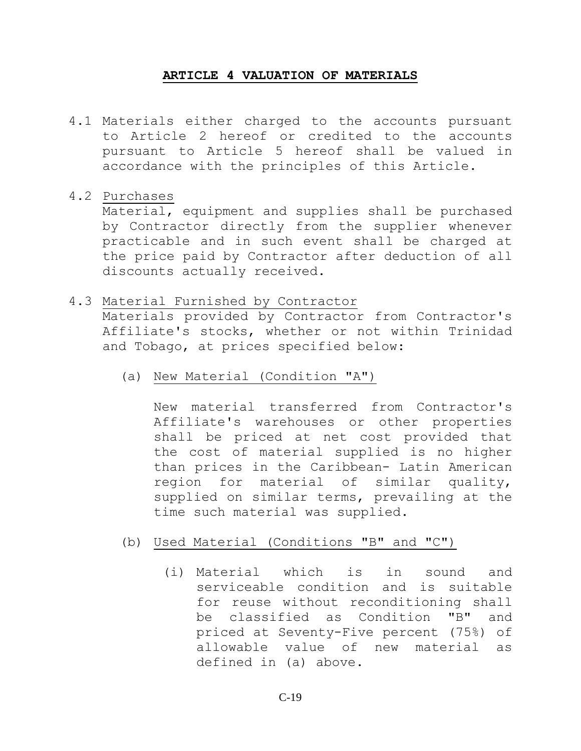## ARTICLE 4 VALUATION OF MATERIALS

4.1 Materials either charged to the accounts pursuant to Article 2 hereof or credited to the accounts pursuant to Article 5 hereof shall be valued in accordance with the principles of this Article.

4.2 Purchases

Material, equipment and supplies shall be purchased by Contractor directly from the supplier whenever practicable and in such event shall be charged at the price paid by Contractor after deduction of all discounts actually received.

4.3 Material Furnished by Contractor

Materials provided by Contractor from Contractor's Affiliate's stocks, whether or not within Trinidad and Tobago, at prices specified below:

(a) New Material (Condition "A")

New material transferred from Contractor's Affiliate's warehouses or other properties shall be priced at net cost provided that the cost of material supplied is no higher than prices in the Caribbean- Latin American region for material of similar quality, supplied on similar terms, prevailing at the time such material was supplied.

(b) Used Material (Conditions "B" and "C")

(i) Material which is in sound and serviceable condition and is suitable for reuse without reconditioning shall be classified as Condition "B" and priced at Seventy-Five percent (75%) of allowable value of new material as defined in (a) above.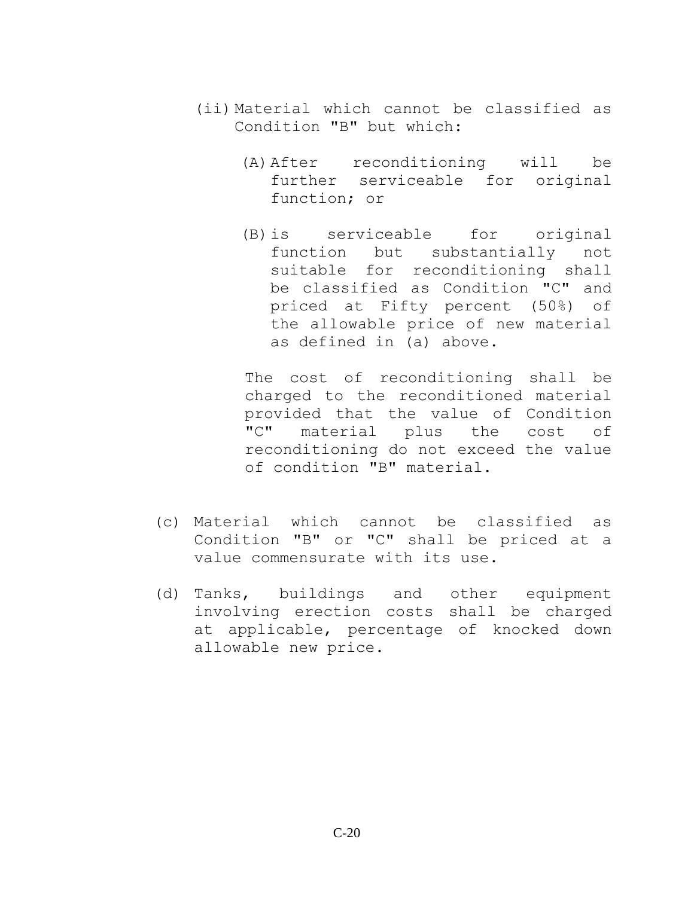(ii) Material which cannot be classified as Condition "B" but which:

   (A) After reconditioning will be further serviceable for original function; or

   (B) is serviceable for original function but substantially not suitable for reconditioning shall be classified as Condition "C" and priced at Fifty percent (50%) of the allowable price of new material as defined in (a) above.

   The cost of reconditioning shall be charged to the reconditioned material provided that the value of Condition "C" material plus the cost of reconditioning do not exceed the value of condition "B" material.

(c) Material which cannot be classified as Condition "B" or "C" shall be priced at a value commensurate with its use.

(d) Tanks, buildings and other equipment involving erection costs shall be charged at applicable, percentage of knocked down allowable new price.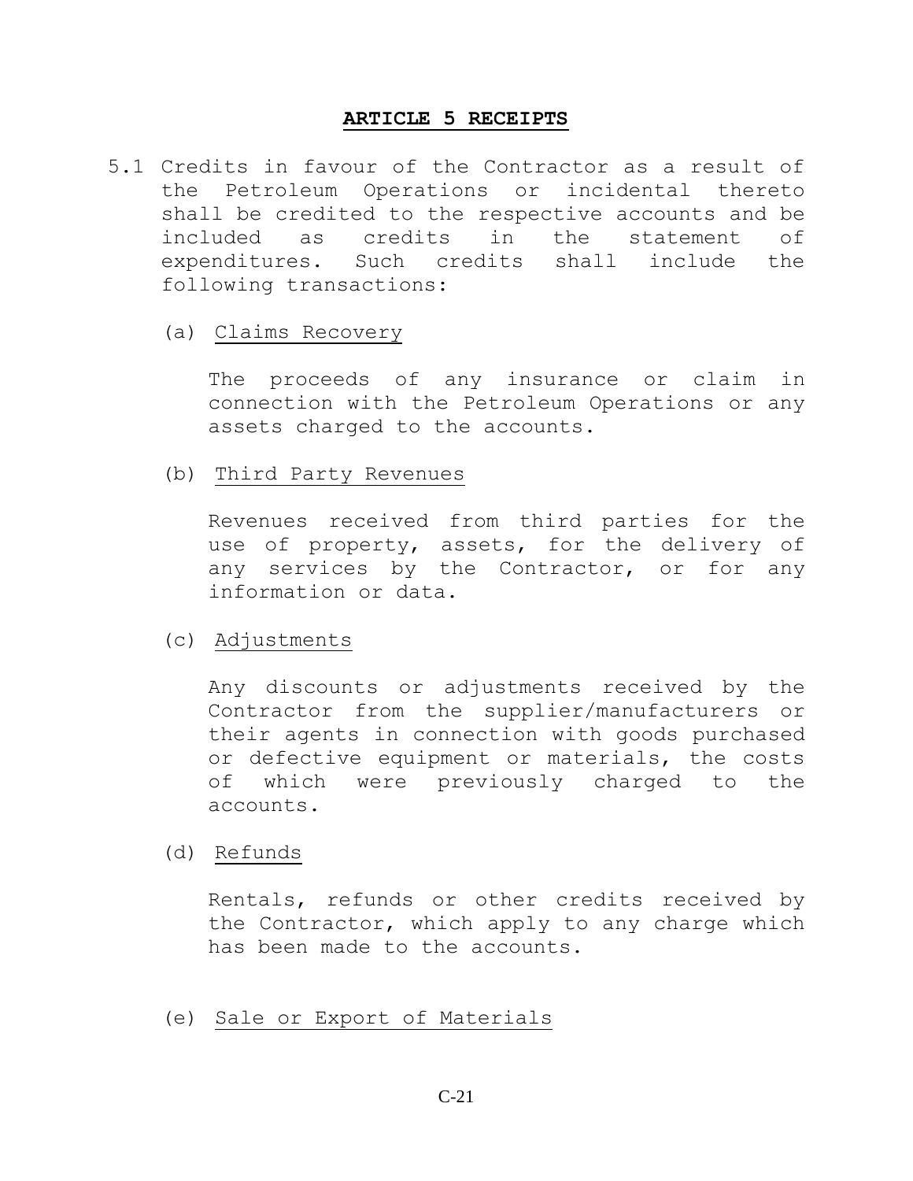## ARTICLE 5 RECEIPTS

5.1 Credits in favour of the Contractor as a result of the Petroleum Operations or incidental thereto shall be credited to the respective accounts and be included as credits in the statement of expenditures. Such credits shall include the following transactions:

(a) Claims Recovery

The proceeds of any insurance or claim in connection with the Petroleum Operations or any assets charged to the accounts.

(b) Third Party Revenues

Revenues received from third parties for the use of property, assets, for the delivery of any services by the Contractor, or for any information or data.

(c) Adjustments

Any discounts or adjustments received by the Contractor from the supplier/manufacturers or their agents in connection with goods purchased or defective equipment or materials, the costs of which were previously charged to the accounts.

(d) Refunds

Rentals, refunds or other credits received by the Contractor, which apply to any charge which has been made to the accounts.

(e) Sale or Export of Materials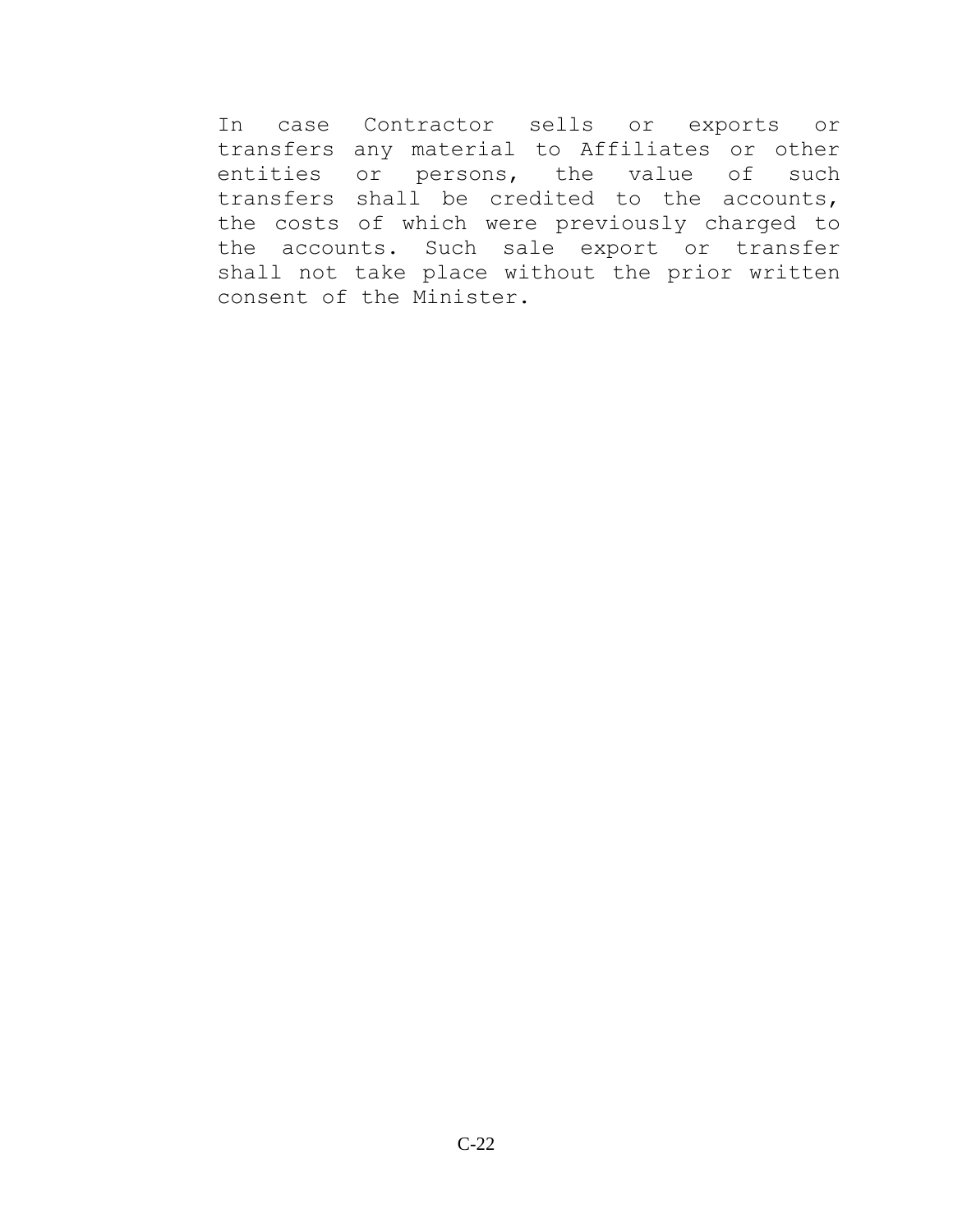In case Contractor sells or exports or transfers any material to Affiliates or other entities or persons, the value of such transfers shall be credited to the accounts, the costs of which were previously charged to the accounts. Such sale export or transfer shall not take place without the prior written consent of the Minister.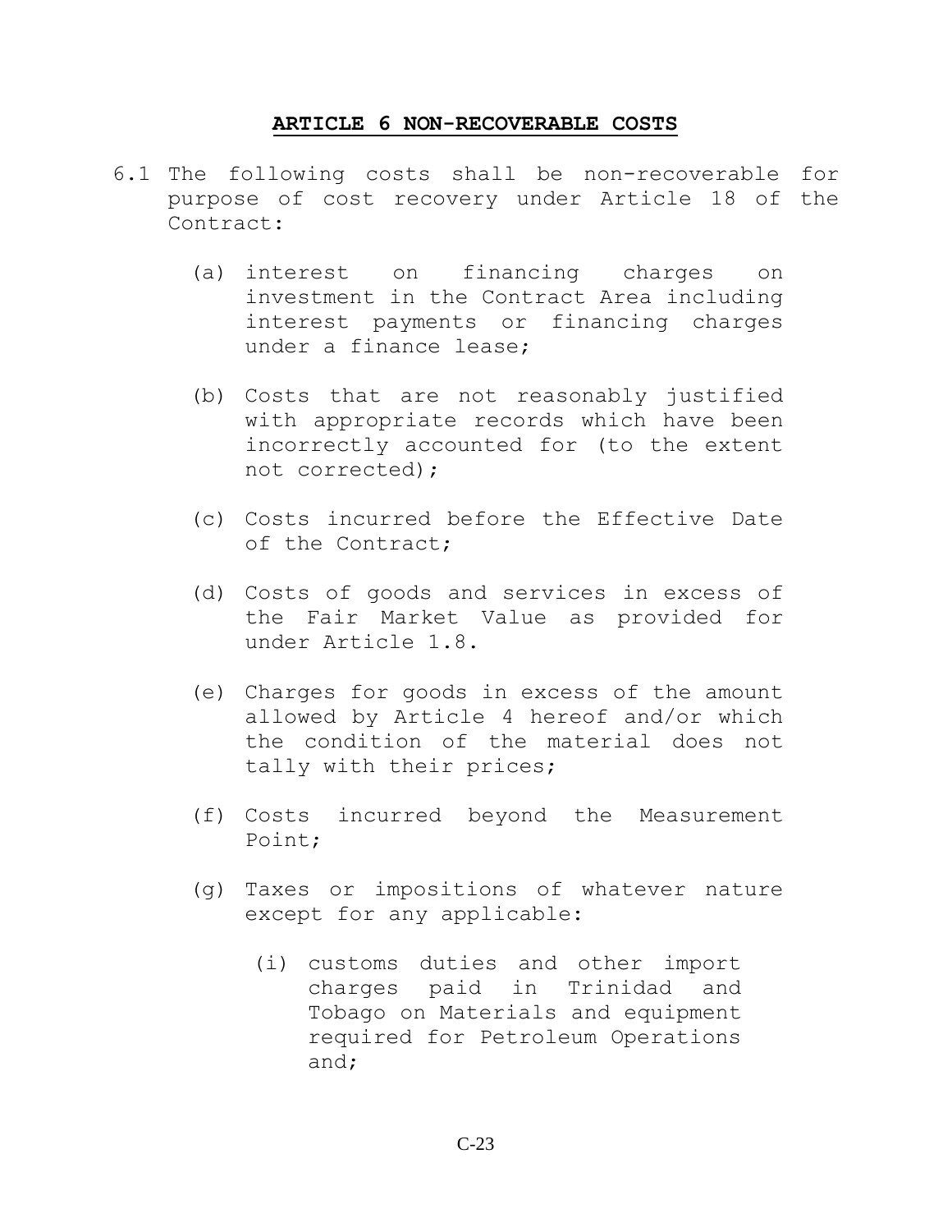## ARTICLE 6 NON-RECOVERABLE COSTS

6.1 The following costs shall be non-recoverable for purpose of cost recovery under Article 18 of the Contract:

   (a) interest on financing charges on investment in the Contract Area including interest payments or financing charges under a finance lease;

   (b) Costs that are not reasonably justified with appropriate records which have been incorrectly accounted for (to the extent not corrected);

   (c) Costs incurred before the Effective Date of the Contract;

   (d) Costs of goods and services in excess of the Fair Market Value as provided for under Article 1.8.

   (e) Charges for goods in excess of the amount allowed by Article 4 hereof and/or which the condition of the material does not tally with their prices;

   (f) Costs incurred beyond the Measurement Point;

   (g) Taxes or impositions of whatever nature except for any applicable:

      (i) customs duties and other import charges paid in Trinidad and Tobago on Materials and equipment required for Petroleum Operations and;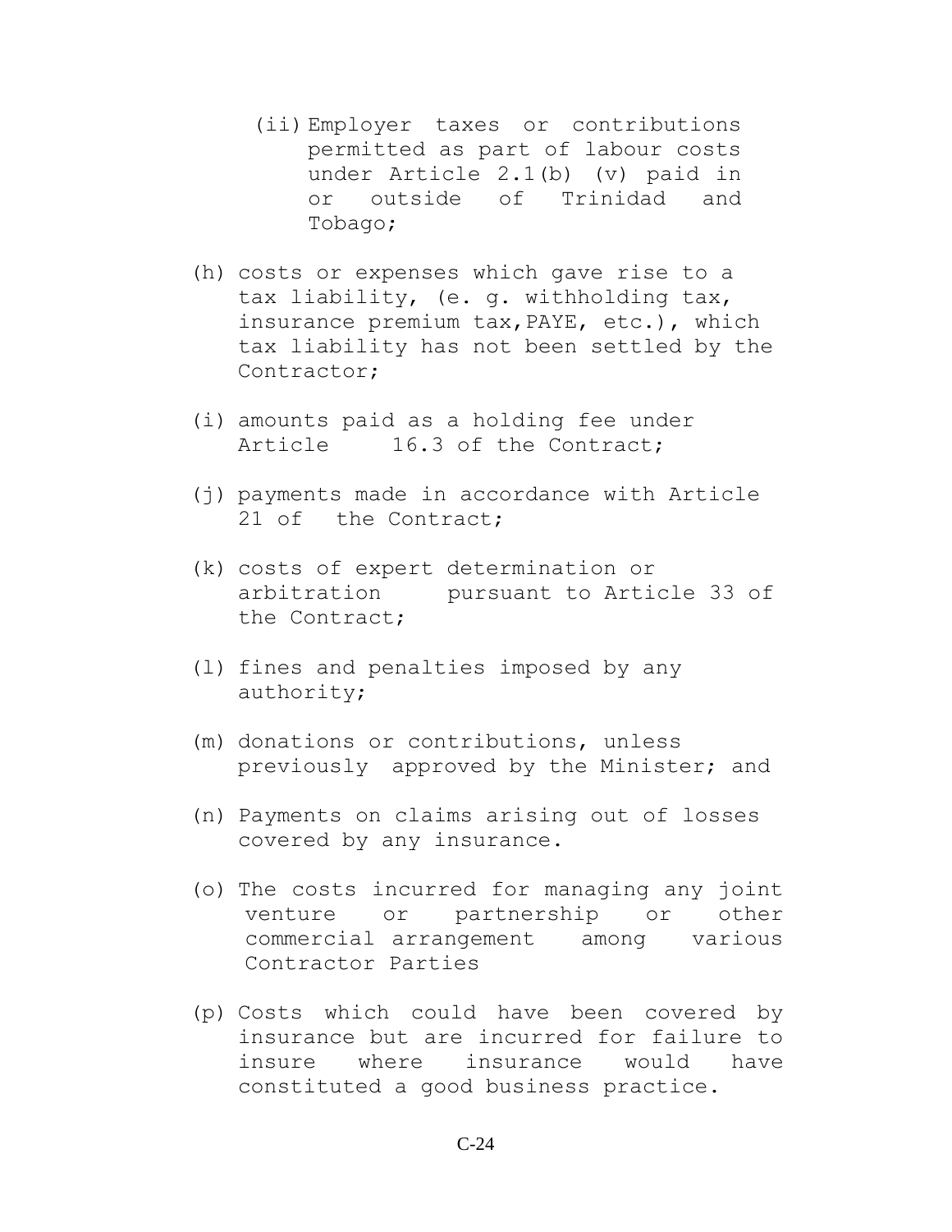(ii) Employer taxes or contributions permitted as part of labour costs under Article 2.1(b) (v) paid in or outside of Trinidad and Tobago;

(h) costs or expenses which gave rise to a tax liability, (e. g. withholding tax, insurance premium tax,PAYE, etc.), which tax liability has not been settled by the Contractor;

(i) amounts paid as a holding fee under Article 16.3 of the Contract;

(j) payments made in accordance with Article 21 of the Contract;

(k) costs of expert determination or arbitration pursuant to Article 33 of the Contract;

(l) fines and penalties imposed by any authority;

(m) donations or contributions, unless previously approved by the Minister; and

(n) Payments on claims arising out of losses covered by any insurance.

(o) The costs incurred for managing any joint venture or partnership or other commercial arrangement among various Contractor Parties

(p) Costs which could have been covered by insurance but are incurred for failure to insure where insurance would have constituted a good business practice.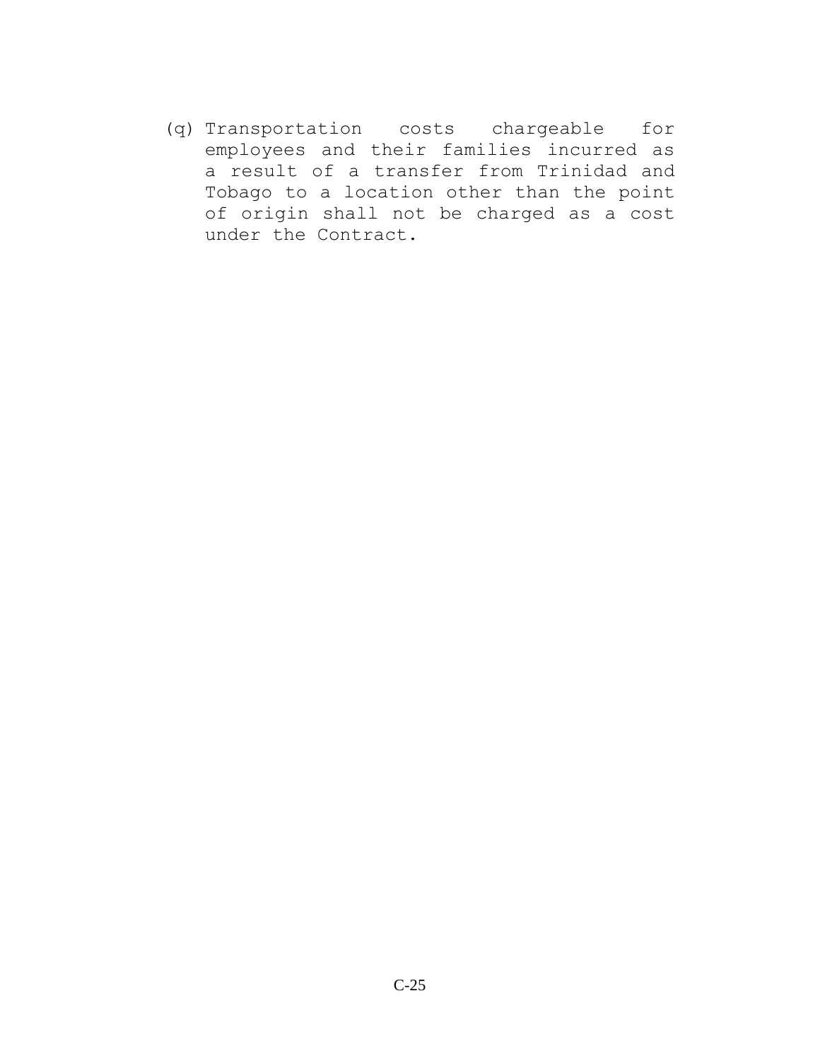(q) Transportation costs chargeable for employees and their families incurred as a result of a transfer from Trinidad and Tobago to a location other than the point of origin shall not be charged as a cost under the Contract.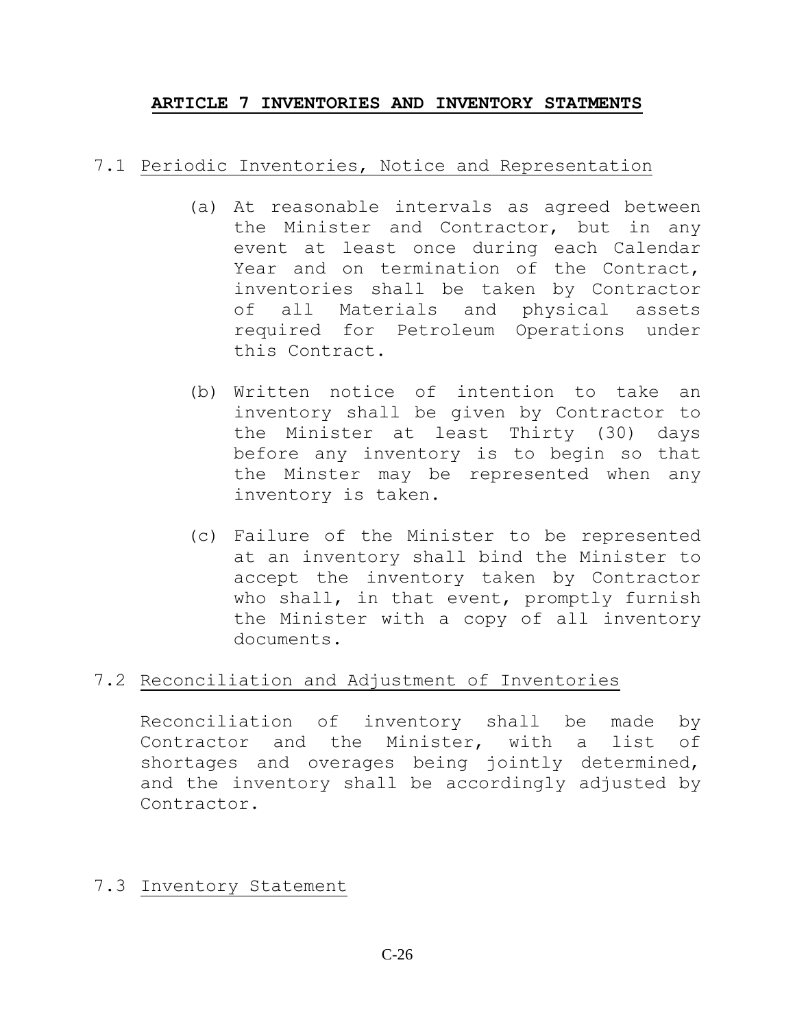## ARTICLE 7 INVENTORIES AND INVENTORY STATMENTS

7.1 Periodic Inventories, Notice and Representation

(a) At reasonable intervals as agreed between the Minister and Contractor, but in any event at least once during each Calendar Year and on termination of the Contract, inventories shall be taken by Contractor of all Materials and physical assets required for Petroleum Operations under this Contract.

(b) Written notice of intention to take an inventory shall be given by Contractor to the Minister at least Thirty (30) days before any inventory is to begin so that the Minster may be represented when any inventory is taken.

(c) Failure of the Minister to be represented at an inventory shall bind the Minister to accept the inventory taken by Contractor who shall, in that event, promptly furnish the Minister with a copy of all inventory documents.

7.2 Reconciliation and Adjustment of Inventories

Reconciliation of inventory shall be made by Contractor and the Minister, with a list of shortages and overages being jointly determined, and the inventory shall be accordingly adjusted by Contractor.

7.3 Inventory Statement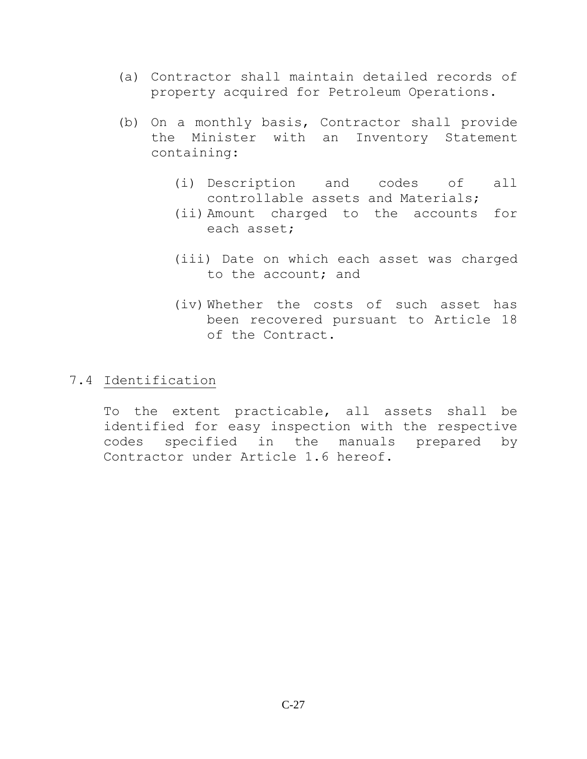(a) Contractor shall maintain detailed records of property acquired for Petroleum Operations.

(b) On a monthly basis, Contractor shall provide the Minister with an Inventory Statement containing:

   (i) Description and codes of all controllable assets and Materials;

   (ii) Amount charged to the accounts for each asset;

   (iii) Date on which each asset was charged to the account; and

   (iv) Whether the costs of such asset has been recovered pursuant to Article 18 of the Contract.

7.4 Identification

To the extent practicable, all assets shall be identified for easy inspection with the respective codes specified in the manuals prepared by Contractor under Article 1.6 hereof.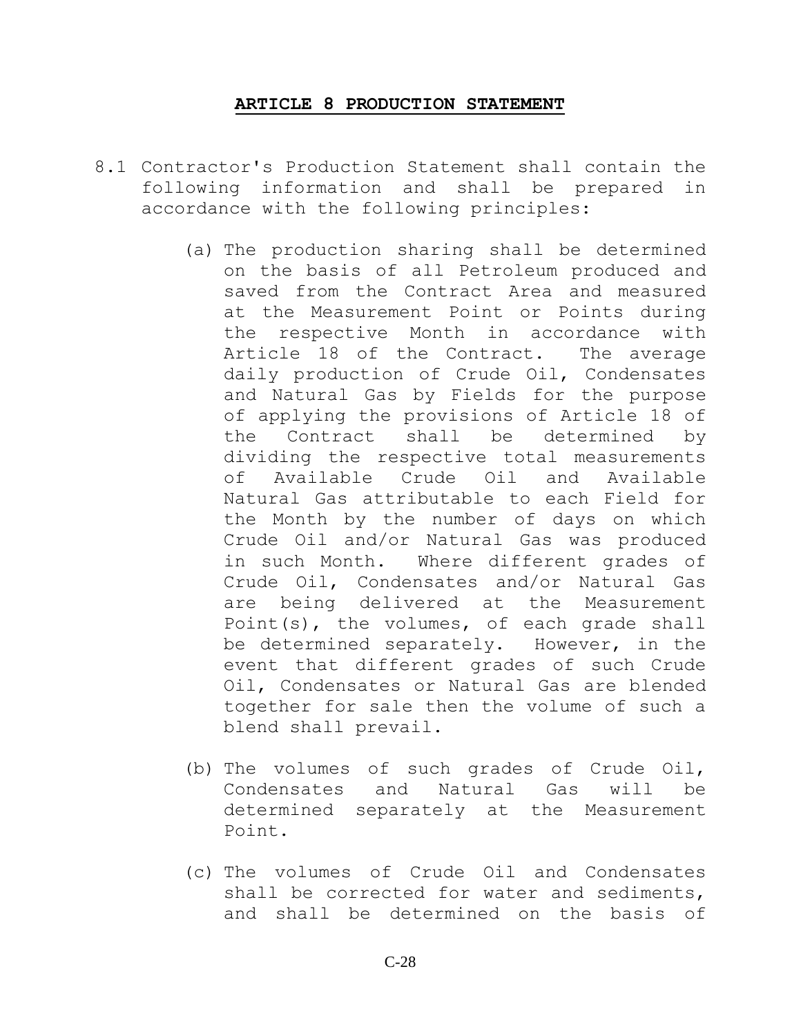## ARTICLE 8 PRODUCTION STATEMENT

8.1 Contractor's Production Statement shall contain the following information and shall be prepared in accordance with the following principles:

(a) The production sharing shall be determined on the basis of all Petroleum produced and saved from the Contract Area and measured at the Measurement Point or Points during the respective Month in accordance with Article 18 of the Contract. The average daily production of Crude Oil, Condensates and Natural Gas by Fields for the purpose of applying the provisions of Article 18 of the Contract shall be determined by dividing the respective total measurements of Available Crude Oil and Available Natural Gas attributable to each Field for the Month by the number of days on which Crude Oil and/or Natural Gas was produced in such Month. Where different grades of Crude Oil, Condensates and/or Natural Gas are being delivered at the Measurement Point(s), the volumes, of each grade shall be determined separately. However, in the event that different grades of such Crude Oil, Condensates or Natural Gas are blended together for sale then the volume of such a blend shall prevail.

(b) The volumes of such grades of Crude Oil, Condensates and Natural Gas will be determined separately at the Measurement Point.

(c) The volumes of Crude Oil and Condensates shall be corrected for water and sediments, and shall be determined on the basis of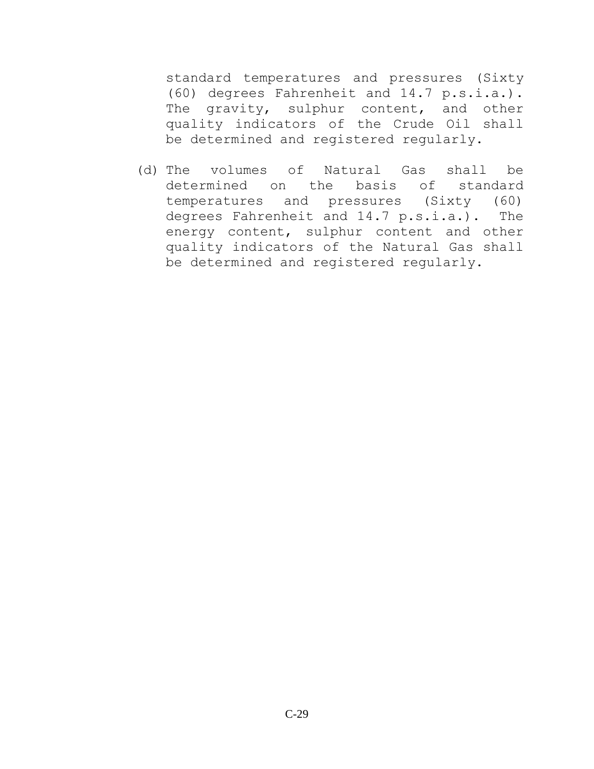standard temperatures and pressures (Sixty (60) degrees Fahrenheit and 14.7 p.s.i.a.). The gravity, sulphur content, and other quality indicators of the Crude Oil shall be determined and registered regularly.

(d) The volumes of Natural Gas shall be determined on the basis of standard temperatures and pressures (Sixty (60) degrees Fahrenheit and 14.7 p.s.i.a.). The energy content, sulphur content and other quality indicators of the Natural Gas shall be determined and registered regularly.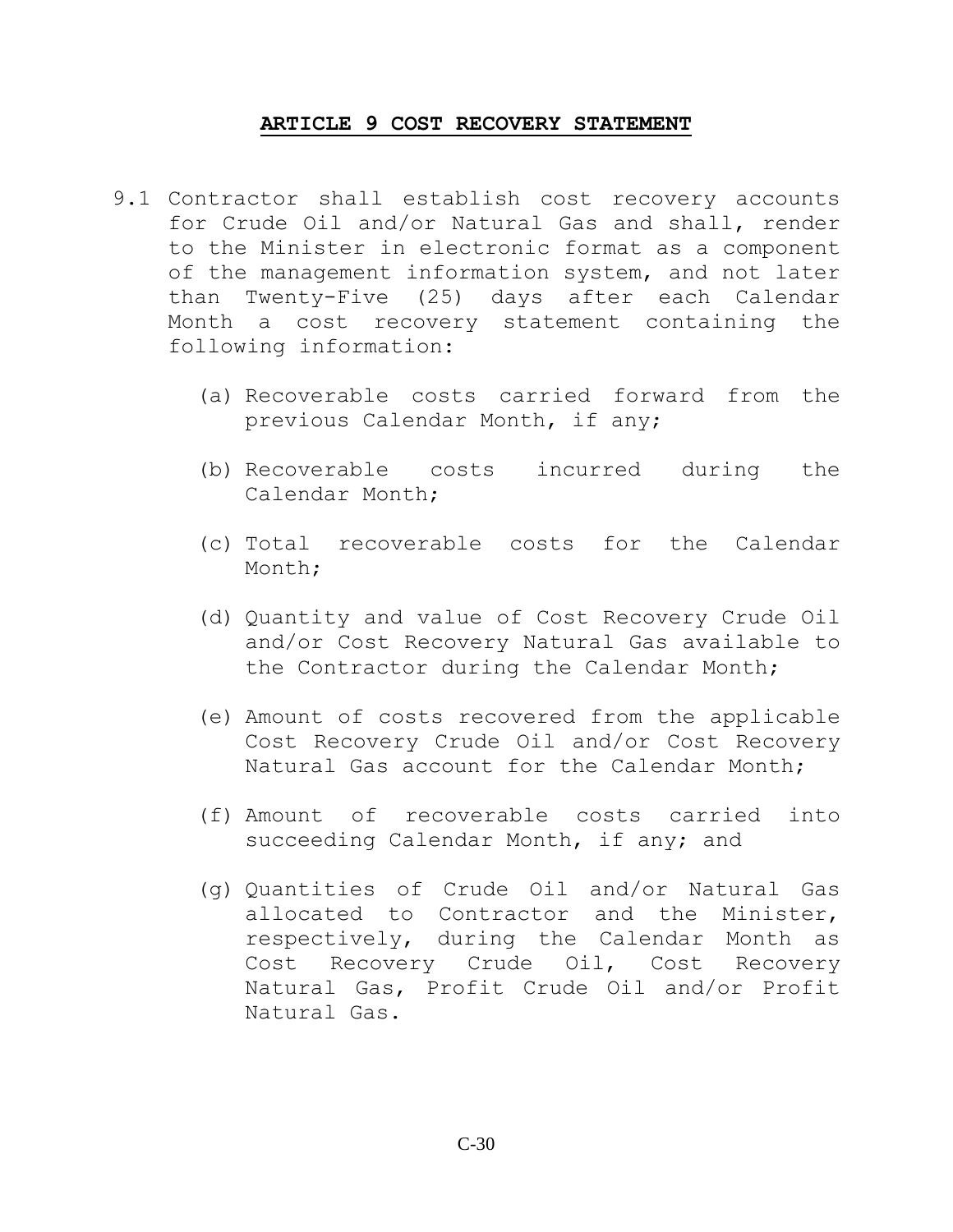## ARTICLE 9 COST RECOVERY STATEMENT

9.1 Contractor shall establish cost recovery accounts for Crude Oil and/or Natural Gas and shall, render to the Minister in electronic format as a component of the management information system, and not later than Twenty-Five (25) days after each Calendar Month a cost recovery statement containing the following information:

(a) Recoverable costs carried forward from the previous Calendar Month, if any;

(b) Recoverable costs incurred during the Calendar Month;

(c) Total recoverable costs for the Calendar Month;

(d) Quantity and value of Cost Recovery Crude Oil and/or Cost Recovery Natural Gas available to the Contractor during the Calendar Month;

(e) Amount of costs recovered from the applicable Cost Recovery Crude Oil and/or Cost Recovery Natural Gas account for the Calendar Month;

(f) Amount of recoverable costs carried into succeeding Calendar Month, if any; and

(g) Quantities of Crude Oil and/or Natural Gas allocated to Contractor and the Minister, respectively, during the Calendar Month as Cost Recovery Crude Oil, Cost Recovery Natural Gas, Profit Crude Oil and/or Profit Natural Gas.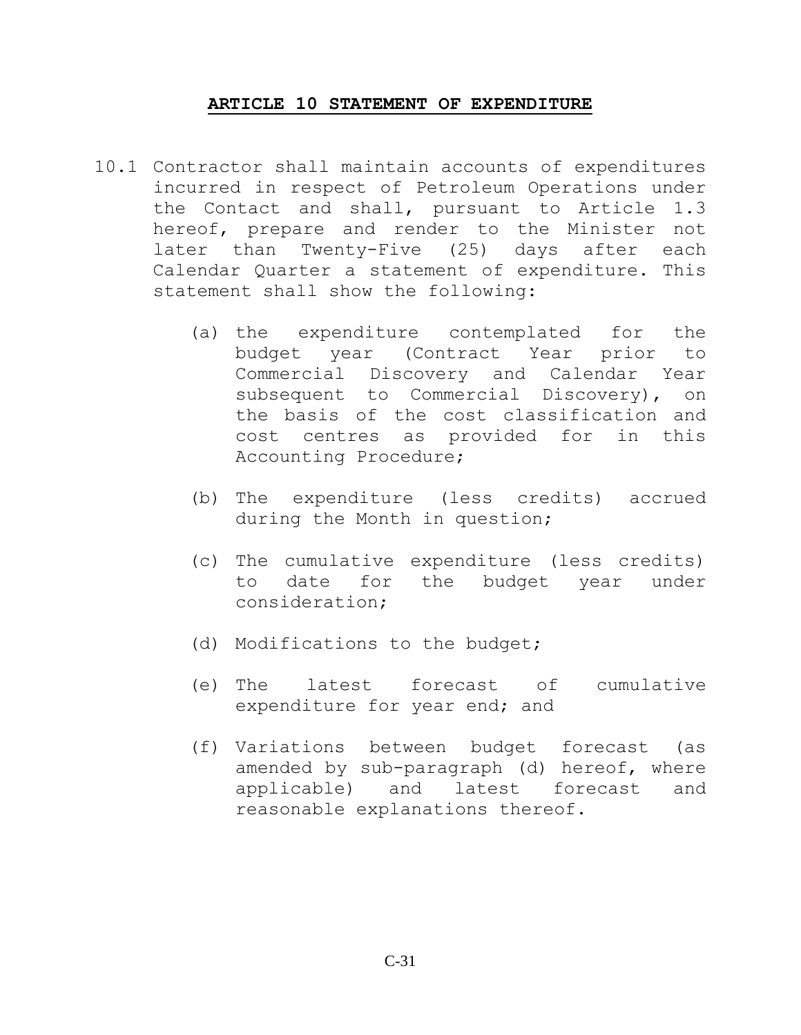## ARTICLE 10 STATEMENT OF EXPENDITURE

10.1 Contractor shall maintain accounts of expenditures incurred in respect of Petroleum Operations under the Contact and shall, pursuant to Article 1.3 hereof, prepare and render to the Minister not later than Twenty-Five (25) days after each Calendar Quarter a statement of expenditure. This statement shall show the following:

(a) the expenditure contemplated for the budget year (Contract Year prior to Commercial Discovery and Calendar Year subsequent to Commercial Discovery), on the basis of the cost classification and cost centres as provided for in this Accounting Procedure;

(b) The expenditure (less credits) accrued during the Month in question;

(c) The cumulative expenditure (less credits) to date for the budget year under consideration;

(d) Modifications to the budget;

(e) The latest forecast of cumulative expenditure for year end; and

(f) Variations between budget forecast (as amended by sub-paragraph (d) hereof, where applicable) and latest forecast and reasonable explanations thereof.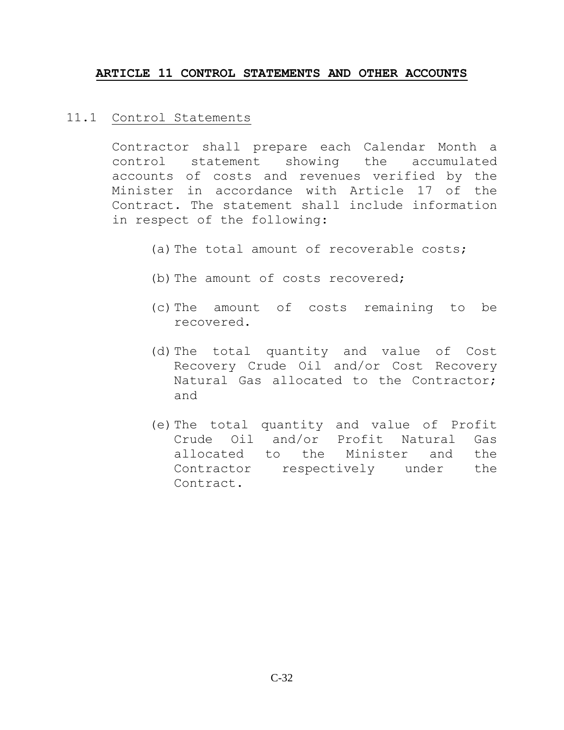## ARTICLE 11 CONTROL STATEMENTS AND OTHER ACCOUNTS

11.1 Control Statements

Contractor shall prepare each Calendar Month a control statement showing the accumulated accounts of costs and revenues verified by the Minister in accordance with Article 17 of the Contract. The statement shall include information in respect of the following:

(a) The total amount of recoverable costs;

(b) The amount of costs recovered;

(c) The amount of costs remaining to be recovered.

(d) The total quantity and value of Cost Recovery Crude Oil and/or Cost Recovery Natural Gas allocated to the Contractor; and

(e) The total quantity and value of Profit Crude Oil and/or Profit Natural Gas allocated to the Minister and the Contractor respectively under the Contract.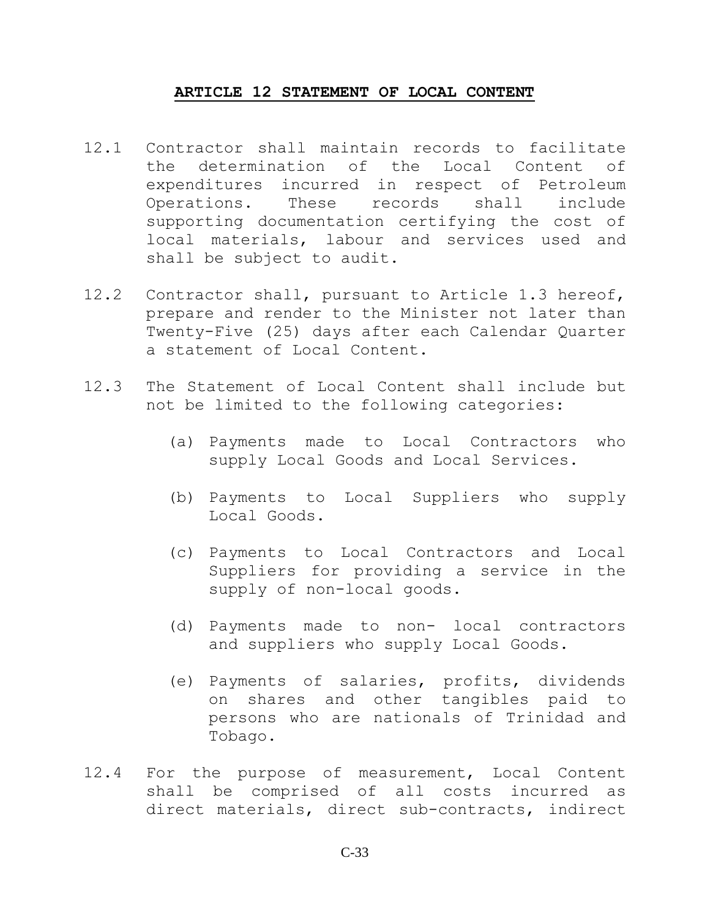## ARTICLE 12 STATEMENT OF LOCAL CONTENT

12.1 Contractor shall maintain records to facilitate the determination of the Local Content of expenditures incurred in respect of Petroleum Operations. These records shall include supporting documentation certifying the cost of local materials, labour and services used and shall be subject to audit.

12.2 Contractor shall, pursuant to Article 1.3 hereof, prepare and render to the Minister not later than Twenty-Five (25) days after each Calendar Quarter a statement of Local Content.

12.3 The Statement of Local Content shall include but not be limited to the following categories:

(a) Payments made to Local Contractors who supply Local Goods and Local Services.

(b) Payments to Local Suppliers who supply Local Goods.

(c) Payments to Local Contractors and Local Suppliers for providing a service in the supply of non-local goods.

(d) Payments made to non- local contractors and suppliers who supply Local Goods.

(e) Payments of salaries, profits, dividends on shares and other tangibles paid to persons who are nationals of Trinidad and Tobago.

12.4 For the purpose of measurement, Local Content shall be comprised of all costs incurred as direct materials, direct sub-contracts, indirect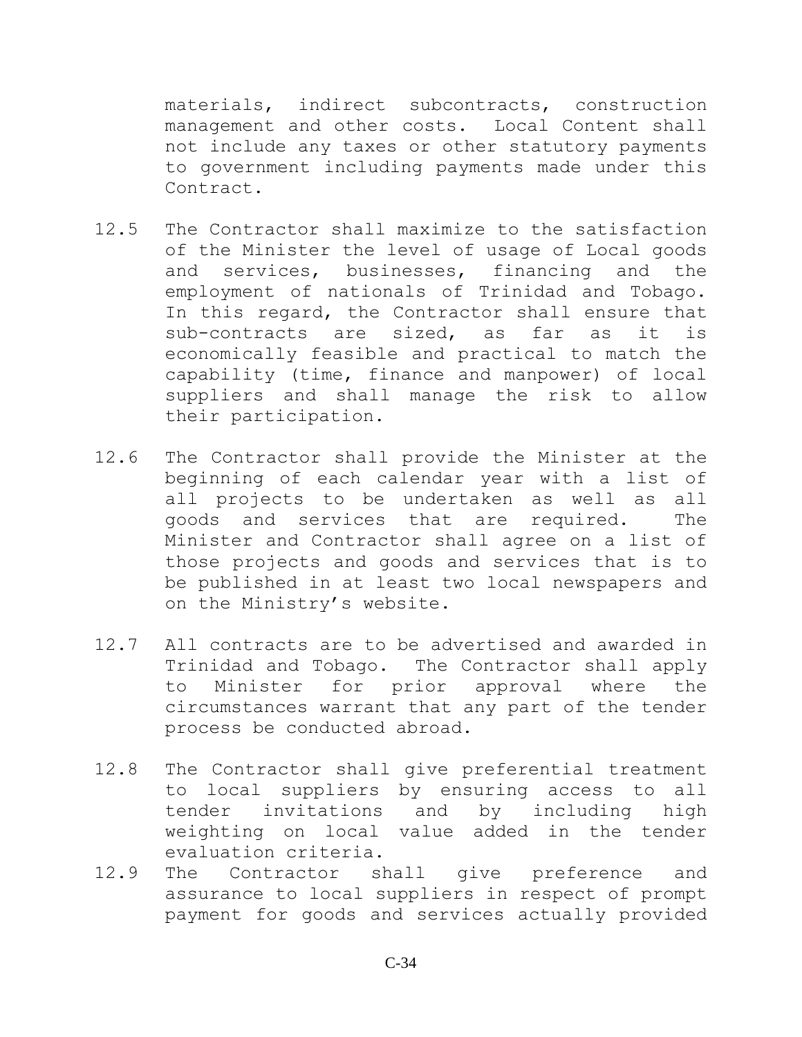materials, indirect subcontracts, construction management and other costs. Local Content shall not include any taxes or other statutory payments to government including payments made under this Contract.

12.5 The Contractor shall maximize to the satisfaction of the Minister the level of usage of Local goods and services, businesses, financing and the employment of nationals of Trinidad and Tobago. In this regard, the Contractor shall ensure that sub-contracts are sized, as far as it is economically feasible and practical to match the capability (time, finance and manpower) of local suppliers and shall manage the risk to allow their participation.

12.6 The Contractor shall provide the Minister at the beginning of each calendar year with a list of all projects to be undertaken as well as all goods and services that are required. The Minister and Contractor shall agree on a list of those projects and goods and services that is to be published in at least two local newspapers and on the Ministry's website.

12.7 All contracts are to be advertised and awarded in Trinidad and Tobago. The Contractor shall apply to Minister for prior approval where the circumstances warrant that any part of the tender process be conducted abroad.

12.8 The Contractor shall give preferential treatment to local suppliers by ensuring access to all tender invitations and by including high weighting on local value added in the tender evaluation criteria.

12.9 The Contractor shall give preference and assurance to local suppliers in respect of prompt payment for goods and services actually provided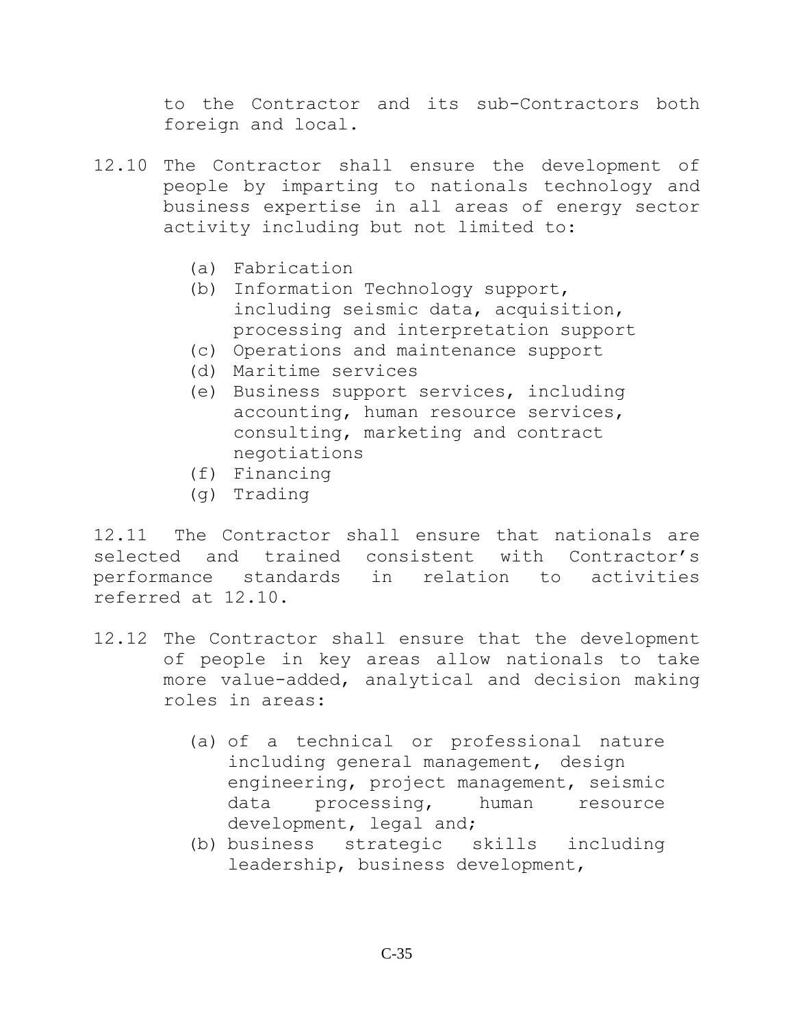to the Contractor and its sub-Contractors both foreign and local.

12.10 The Contractor shall ensure the development of people by imparting to nationals technology and business expertise in all areas of energy sector activity including but not limited to:

(a) Fabrication
(b) Information Technology support, including seismic data, acquisition, processing and interpretation support
(c) Operations and maintenance support
(d) Maritime services
(e) Business support services, including accounting, human resource services, consulting, marketing and contract negotiations
(f) Financing
(g) Trading

12.11 The Contractor shall ensure that nationals are selected and trained consistent with Contractor's performance standards in relation to activities referred at 12.10.

12.12 The Contractor shall ensure that the development of people in key areas allow nationals to take more value-added, analytical and decision making roles in areas:

(a) of a technical or professional nature including general management, design engineering, project management, seismic data processing, human resource development, legal and;
(b) business strategic skills including leadership, business development,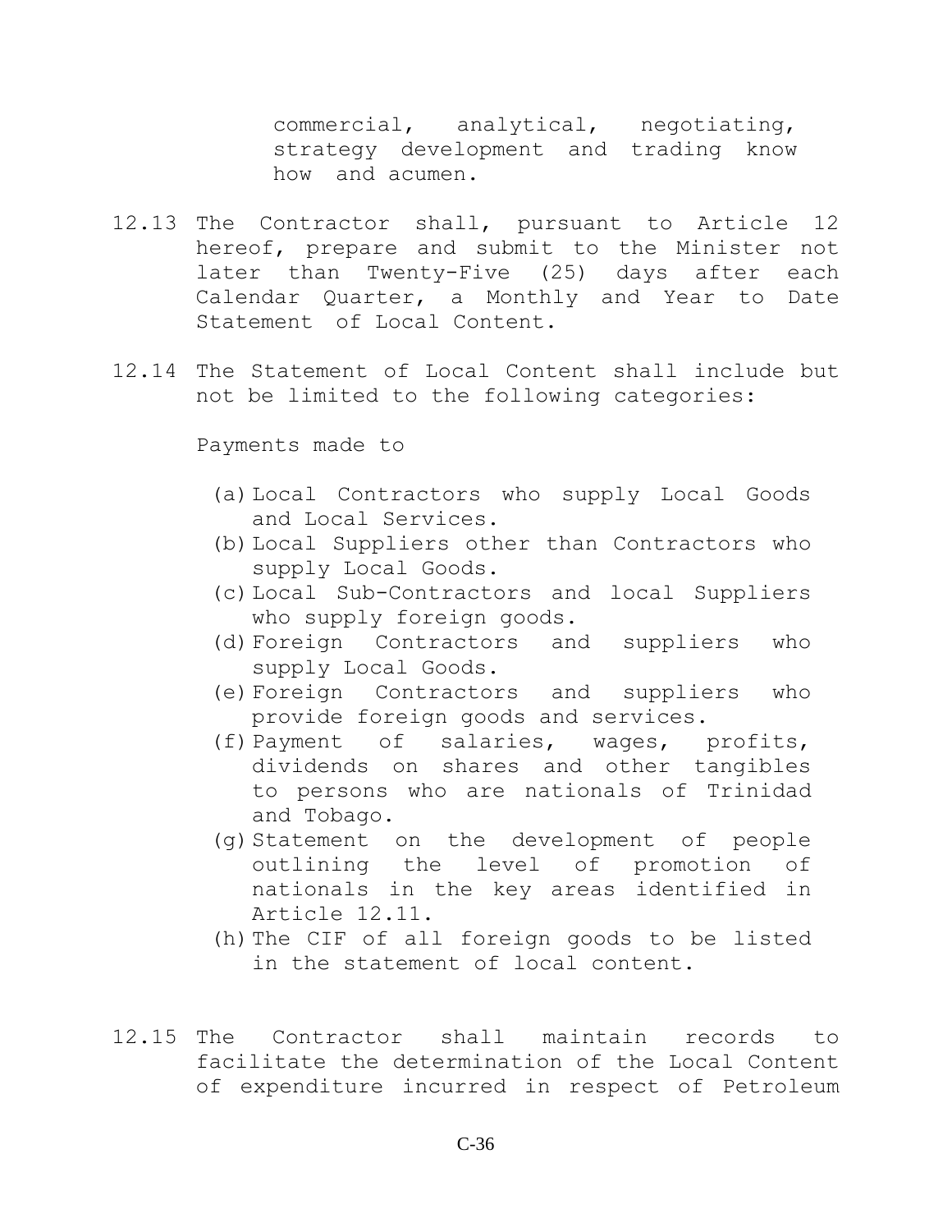commercial, analytical, negotiating, strategy development and trading know how and acumen.

12.13 The Contractor shall, pursuant to Article 12 hereof, prepare and submit to the Minister not later than Twenty-Five (25) days after each Calendar Quarter, a Monthly and Year to Date Statement of Local Content.

12.14 The Statement of Local Content shall include but not be limited to the following categories:

Payments made to

(a) Local Contractors who supply Local Goods and Local Services.
(b) Local Suppliers other than Contractors who supply Local Goods.
(c) Local Sub-Contractors and local Suppliers who supply foreign goods.
(d) Foreign Contractors and suppliers who supply Local Goods.
(e) Foreign Contractors and suppliers who provide foreign goods and services.
(f) Payment of salaries, wages, profits, dividends on shares and other tangibles to persons who are nationals of Trinidad and Tobago.
(g) Statement on the development of people outlining the level of promotion of nationals in the key areas identified in Article 12.11.
(h) The CIF of all foreign goods to be listed in the statement of local content.

12.15 The Contractor shall maintain records to facilitate the determination of the Local Content of expenditure incurred in respect of Petroleum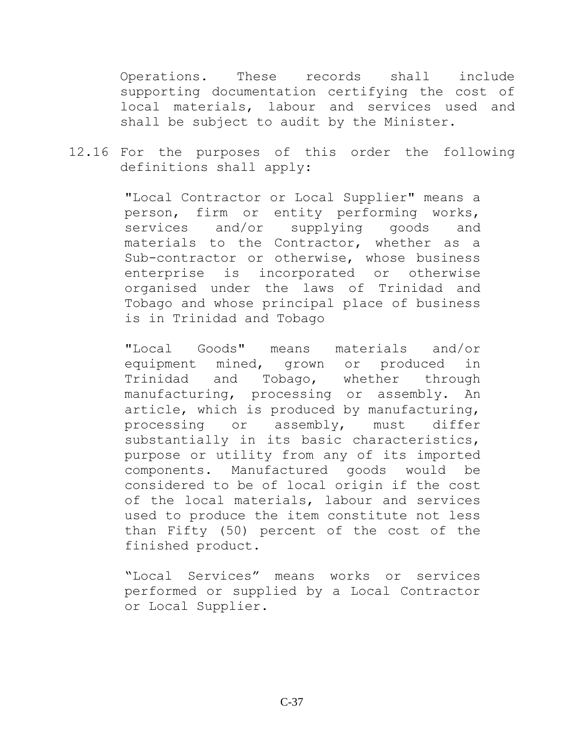Operations. These records shall include supporting documentation certifying the cost of local materials, labour and services used and shall be subject to audit by the Minister.

12.16 For the purposes of this order the following definitions shall apply:

"Local Contractor or Local Supplier" means a person, firm or entity performing works, services and/or supplying goods and materials to the Contractor, whether as a Sub-contractor or otherwise, whose business enterprise is incorporated or otherwise organised under the laws of Trinidad and Tobago and whose principal place of business is in Trinidad and Tobago

"Local Goods" means materials and/or equipment mined, grown or produced in Trinidad and Tobago, whether through manufacturing, processing or assembly. An article, which is produced by manufacturing, processing or assembly, must differ substantially in its basic characteristics, purpose or utility from any of its imported components. Manufactured goods would be considered to be of local origin if the cost of the local materials, labour and services used to produce the item constitute not less than Fifty (50) percent of the cost of the finished product.

"Local Services" means works or services performed or supplied by a Local Contractor or Local Supplier.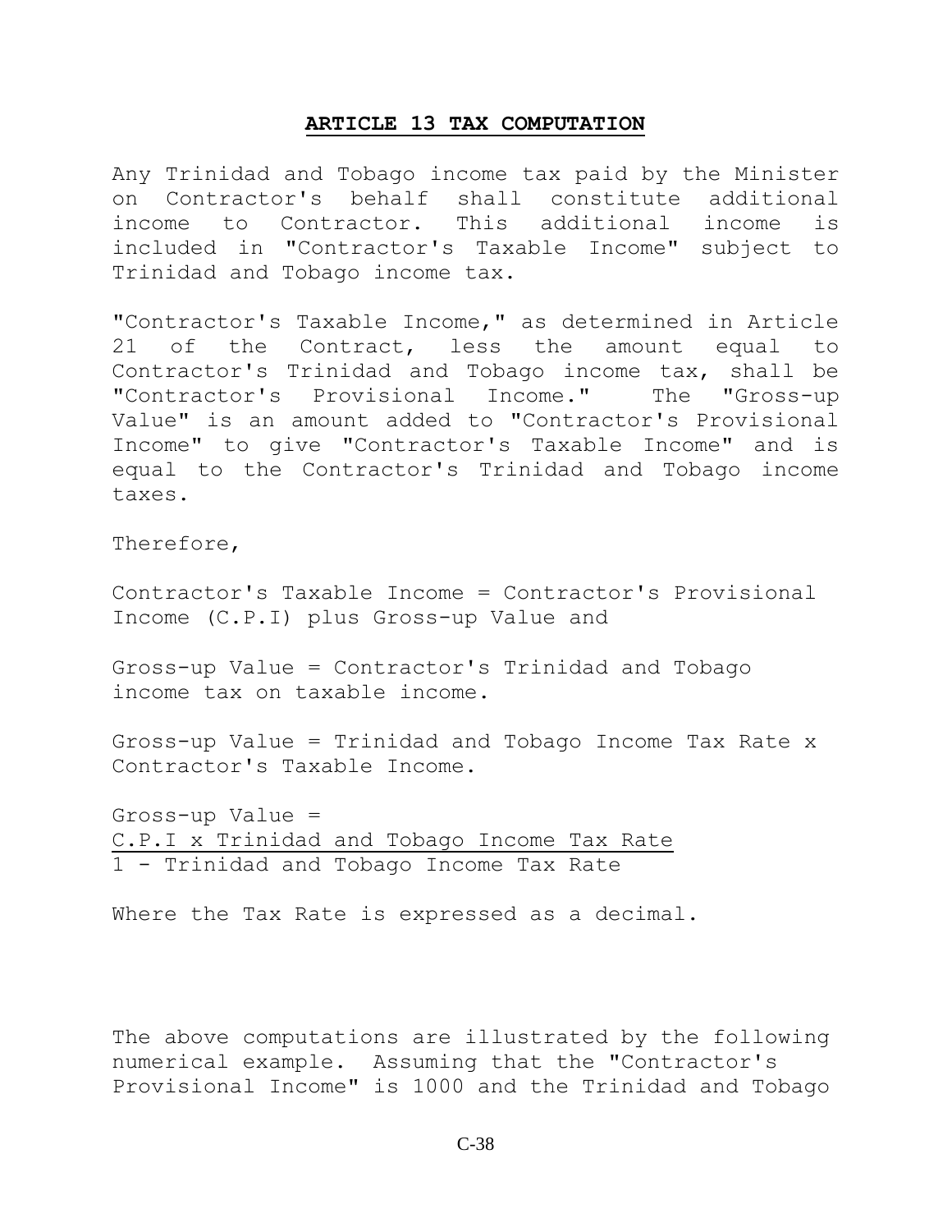## ARTICLE 13 TAX COMPUTATION

Any Trinidad and Tobago income tax paid by the Minister on Contractor's behalf shall constitute additional income to Contractor. This additional income is included in "Contractor's Taxable Income" subject to Trinidad and Tobago income tax.

"Contractor's Taxable Income," as determined in Article 21 of the Contract, less the amount equal to Contractor's Trinidad and Tobago income tax, shall be "Contractor's Provisional Income." The "Gross-up Value" is an amount added to "Contractor's Provisional Income" to give "Contractor's Taxable Income" and is equal to the Contractor's Trinidad and Tobago income taxes.

Therefore,

Contractor's Taxable Income = Contractor's Provisional Income (C.P.I) plus Gross-up Value and

Gross-up Value = Contractor's Trinidad and Tobago income tax on taxable income.

Gross-up Value = Trinidad and Tobago Income Tax Rate x Contractor's Taxable Income.

$$\text{Gross-up Value} = \frac{\text{C.P.I x Trinidad and Tobago Income Tax Rate}}{\text{1 - Trinidad and Tobago Income Tax Rate}}$$

Where the Tax Rate is expressed as a decimal.

The above computations are illustrated by the following numerical example. Assuming that the "Contractor's Provisional Income" is 1000 and the Trinidad and Tobago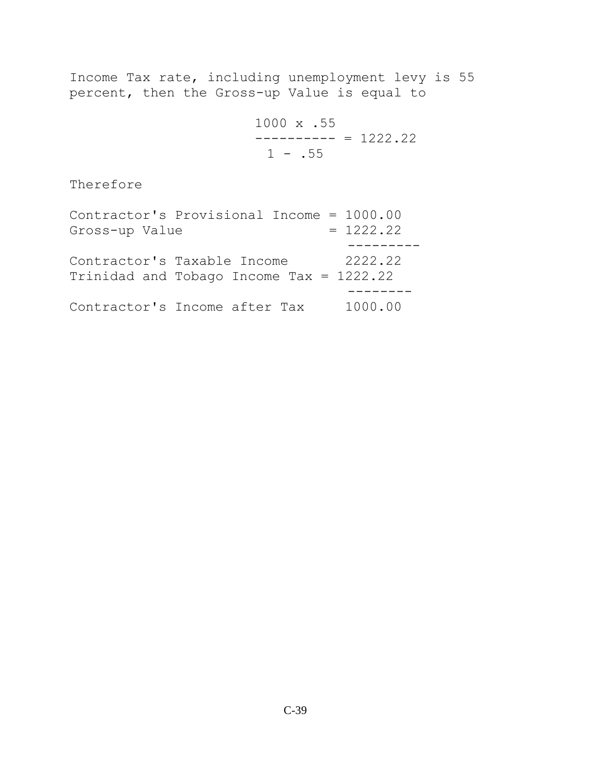Income Tax rate, including unemployment levy is 55 percent, then the Gross-up Value is equal to

$$\frac{1000 \times .55}{1 - .55} = 1222.22$$

Therefore

| | |
|---|---|
| Contractor's Provisional Income | = 1000.00 |
| Gross-up Value | = 1222.22 |
| Contractor's Taxable Income | 2222.22 |
| Trinidad and Tobago Income Tax | = 1222.22 |
| Contractor's Income after Tax | 1000.00 |